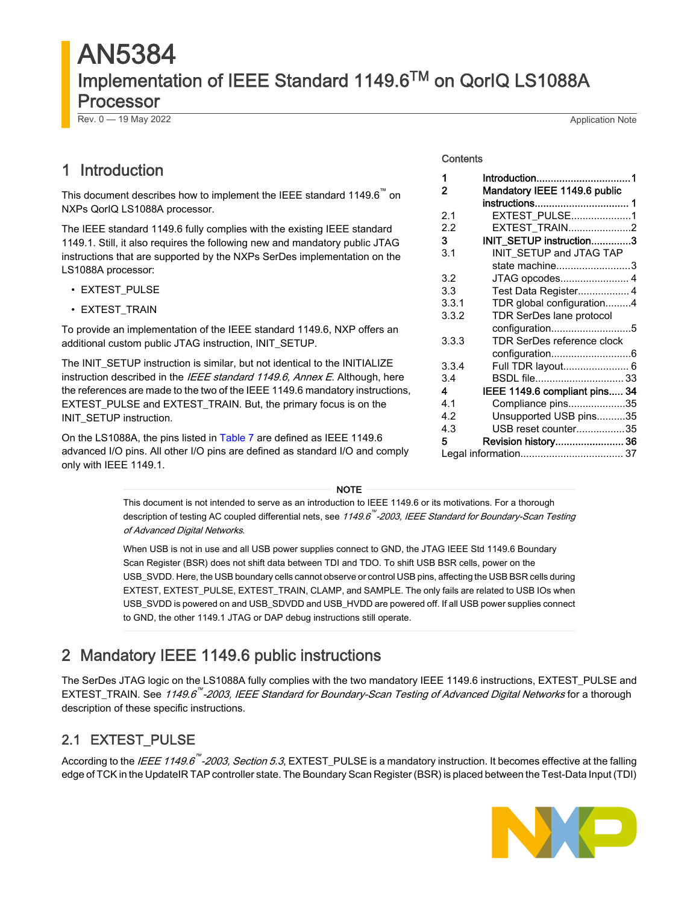# AN5384

## Implementation of IEEE Standard 1149.6™ on QorIQ LS1088A Processor

Rev. 0 — 19 May 2022 Application Note

## Contents

| | | |
|---|---|---|
| 1 | Introduction | 1 |
| 2 | Mandatory IEEE 1149.6 public instructions | 1 |
| 2.1 | EXTEST_PULSE | 1 |
| 2.2 | EXTEST_TRAIN | 2 |
| 3 | INIT_SETUP instruction | 3 |
| 3.1 | INIT_SETUP and JTAG TAP state machine | 3 |
| 3.2 | JTAG opcodes | 4 |
| 3.3 | Test Data Register | 4 |
| 3.3.1 | TDR global configuration | 4 |
| 3.3.2 | TDR SerDes lane protocol configuration | 5 |
| 3.3.3 | TDR SerDes reference clock configuration | 6 |
| 3.3.4 | Full TDR layout | 6 |
| 3.4 | BSDL file | 33 |
| 4 | IEEE 1149.6 compliant pins | 34 |
| 4.1 | Compliance pins | 35 |
| 4.2 | Unsupported USB pins | 35 |
| 4.3 | USB reset counter | 35 |
| 5 | Revision history | 36 |
| | Legal information | 37 |

## 1 Introduction

This document describes how to implement the IEEE standard 1149.6™ on NXPs QorIQ LS1088A processor.

The IEEE standard 1149.6 fully complies with the existing IEEE standard 1149.1. Still, it also requires the following new and mandatory public JTAG instructions that are supported by the NXPs SerDes implementation on the LS1088A processor:

- EXTEST_PULSE
- EXTEST_TRAIN

To provide an implementation of the IEEE standard 1149.6, NXP offers an additional custom public JTAG instruction, INIT_SETUP.

The INIT_SETUP instruction is similar, but not identical to the INITIALIZE instruction described in the *IEEE standard 1149.6, Annex E*. Although, here the references are made to the two of the IEEE 1149.6 mandatory instructions, EXTEST_PULSE and EXTEST_TRAIN. But, the primary focus is on the INIT_SETUP instruction.

On the LS1088A, the pins listed in Table 7 are defined as IEEE 1149.6 advanced I/O pins. All other I/O pins are defined as standard I/O and comply only with IEEE 1149.1.

**NOTE**

This document is not intended to serve as an introduction to IEEE 1149.6 or its motivations. For a thorough description of testing AC coupled differential nets, see *1149.6™-2003, IEEE Standard for Boundary-Scan Testing of Advanced Digital Networks*.

When USB is not in use and all USB power supplies connect to GND, the JTAG IEEE Std 1149.6 Boundary Scan Register (BSR) does not shift data between TDI and TDO. To shift USB BSR cells, power on the USB_SVDD. Here, the USB boundary cells cannot observe or control USB pins, affecting the USB BSR cells during EXTEST, EXTEST_PULSE, EXTEST_TRAIN, CLAMP, and SAMPLE. The only fails are related to USB IOs when USB_SVDD is powered on and USB_SDVDD and USB_HVDD are powered off. If all USB power supplies connect to GND, the other 1149.1 JTAG or DAP debug instructions still operate.

## 2 Mandatory IEEE 1149.6 public instructions

The SerDes JTAG logic on the LS1088A fully complies with the two mandatory IEEE 1149.6 instructions, EXTEST_PULSE and EXTEST_TRAIN. See *1149.6™-2003, IEEE Standard for Boundary-Scan Testing of Advanced Digital Networks* for a thorough description of these specific instructions.

### 2.1 EXTEST_PULSE

According to the *IEEE 1149.6™-2003, Section 5.3*, EXTEST_PULSE is a mandatory instruction. It becomes effective at the falling edge of TCK in the UpdateIR TAP controller state. The Boundary Scan Register (BSR) is placed between the Test-Data Input (TDI)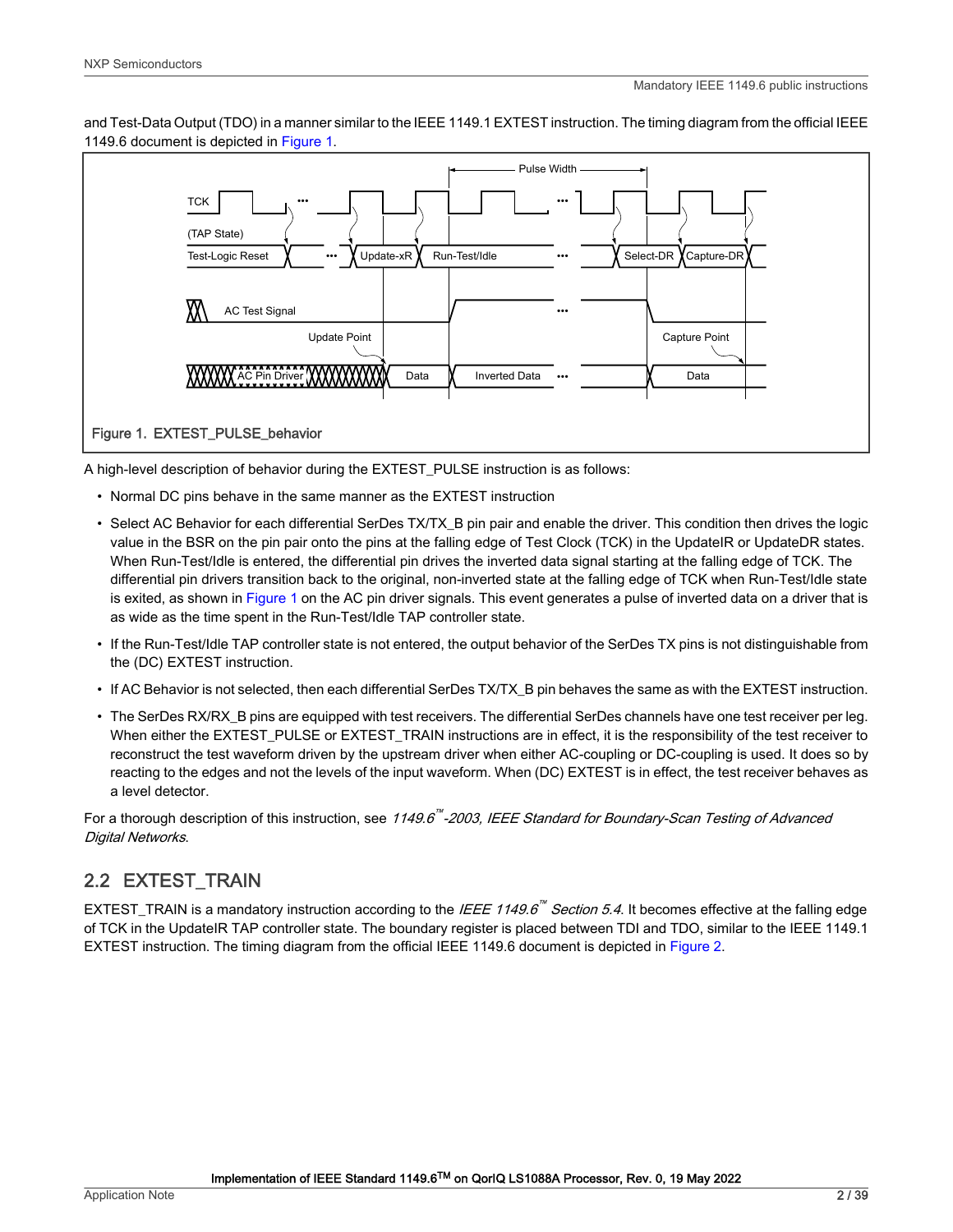and Test-Data Output (TDO) in a manner similar to the IEEE 1149.1 EXTEST instruction. The timing diagram from the official IEEE 1149.6 document is depicted in Figure 1.

Figure 1. EXTEST_PULSE_behavior

A high-level description of behavior during the EXTEST_PULSE instruction is as follows:

- Normal DC pins behave in the same manner as the EXTEST instruction
- Select AC Behavior for each differential SerDes TX/TX_B pin pair and enable the driver. This condition then drives the logic value in the BSR on the pin pair onto the pins at the falling edge of Test Clock (TCK) in the UpdateIR or UpdateDR states. When Run-Test/Idle is entered, the differential pin drives the inverted data signal starting at the falling edge of TCK. The differential pin drivers transition back to the original, non-inverted state at the falling edge of TCK when Run-Test/Idle state is exited, as shown in Figure 1 on the AC pin driver signals. This event generates a pulse of inverted data on a driver that is as wide as the time spent in the Run-Test/Idle TAP controller state.
- If the Run-Test/Idle TAP controller state is not entered, the output behavior of the SerDes TX pins is not distinguishable from the (DC) EXTEST instruction.
- If AC Behavior is not selected, then each differential SerDes TX/TX_B pin behaves the same as with the EXTEST instruction.
- The SerDes RX/RX_B pins are equipped with test receivers. The differential SerDes channels have one test receiver per leg. When either the EXTEST_PULSE or EXTEST_TRAIN instructions are in effect, it is the responsibility of the test receiver to reconstruct the test waveform driven by the upstream driver when either AC-coupling or DC-coupling is used. It does so by reacting to the edges and not the levels of the input waveform. When (DC) EXTEST is in effect, the test receiver behaves as a level detector.

For a thorough description of this instruction, see *1149.6™-2003, IEEE Standard for Boundary-Scan Testing of Advanced Digital Networks*.

## 2.2 EXTEST_TRAIN

EXTEST_TRAIN is a mandatory instruction according to the *IEEE 1149.6™ Section 5.4*. It becomes effective at the falling edge of TCK in the UpdateIR TAP controller state. The boundary register is placed between TDI and TDO, similar to the IEEE 1149.1 EXTEST instruction. The timing diagram from the official IEEE 1149.6 document is depicted in Figure 2.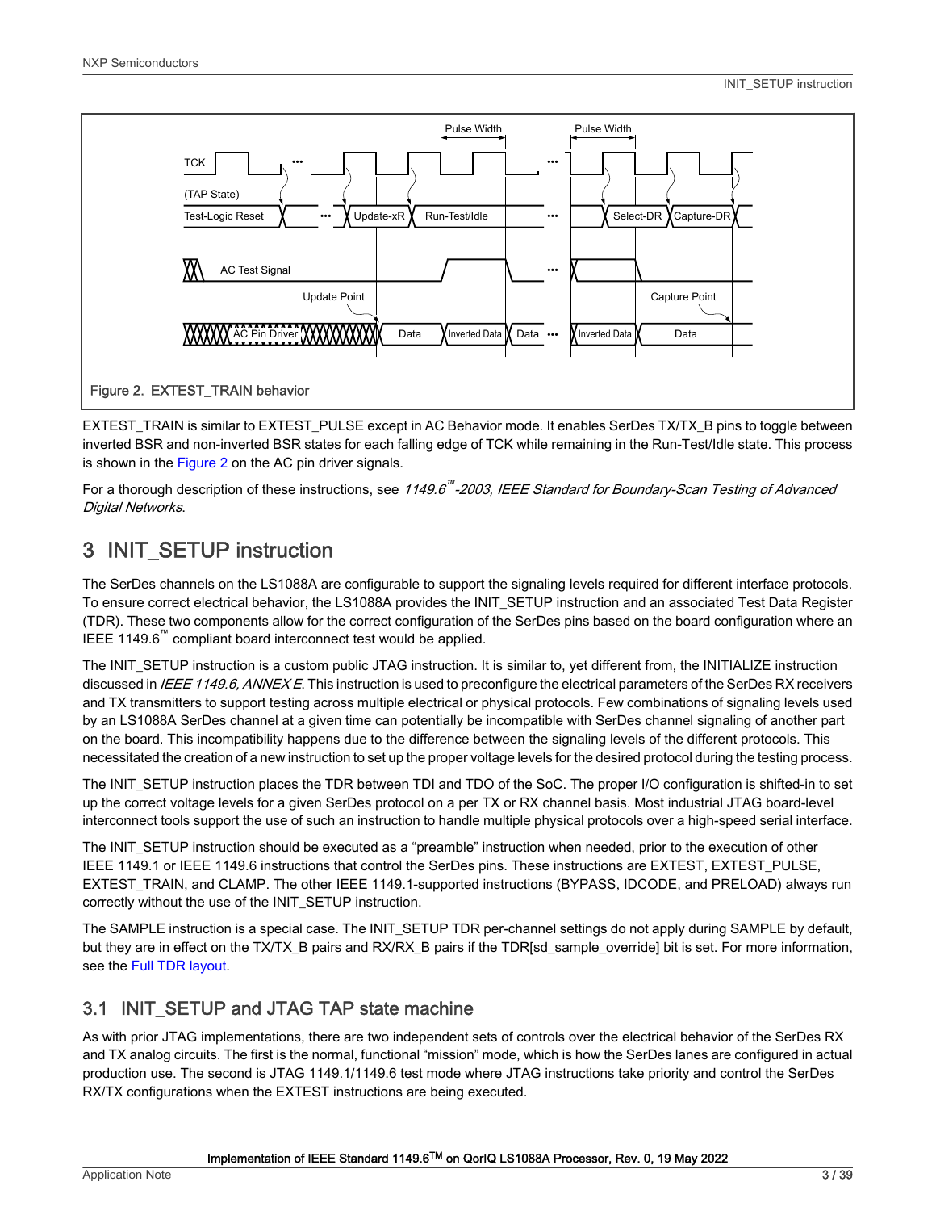Figure 2. EXTEST_TRAIN behavior

EXTEST_TRAIN is similar to EXTEST_PULSE except in AC Behavior mode. It enables SerDes TX/TX_B pins to toggle between inverted BSR and non-inverted BSR states for each falling edge of TCK while remaining in the Run-Test/Idle state. This process is shown in the Figure 2 on the AC pin driver signals.

For a thorough description of these instructions, see *1149.6™-2003, IEEE Standard for Boundary-Scan Testing of Advanced Digital Networks*.

# 3 INIT_SETUP instruction

The SerDes channels on the LS1088A are configurable to support the signaling levels required for different interface protocols. To ensure correct electrical behavior, the LS1088A provides the INIT_SETUP instruction and an associated Test Data Register (TDR). These two components allow for the correct configuration of the SerDes pins based on the board configuration where an IEEE 1149.6™ compliant board interconnect test would be applied.

The INIT_SETUP instruction is a custom public JTAG instruction. It is similar to, yet different from, the INITIALIZE instruction discussed in *IEEE 1149.6, ANNEX E*. This instruction is used to preconfigure the electrical parameters of the SerDes RX receivers and TX transmitters to support testing across multiple electrical or physical protocols. Few combinations of signaling levels used by an LS1088A SerDes channel at a given time can potentially be incompatible with SerDes channel signaling of another part on the board. This incompatibility happens due to the difference between the signaling levels of the different protocols. This necessitated the creation of a new instruction to set up the proper voltage levels for the desired protocol during the testing process.

The INIT_SETUP instruction places the TDR between TDI and TDO of the SoC. The proper I/O configuration is shifted-in to set up the correct voltage levels for a given SerDes protocol on a per TX or RX channel basis. Most industrial JTAG board-level interconnect tools support the use of such an instruction to handle multiple physical protocols over a high-speed serial interface.

The INIT_SETUP instruction should be executed as a “preamble” instruction when needed, prior to the execution of other IEEE 1149.1 or IEEE 1149.6 instructions that control the SerDes pins. These instructions are EXTEST, EXTEST_PULSE, EXTEST_TRAIN, and CLAMP. The other IEEE 1149.1-supported instructions (BYPASS, IDCODE, and PRELOAD) always run correctly without the use of the INIT_SETUP instruction.

The SAMPLE instruction is a special case. The INIT_SETUP TDR per-channel settings do not apply during SAMPLE by default, but they are in effect on the TX/TX_B pairs and RX/RX_B pairs if the TDR[sd_sample_override] bit is set. For more information, see the Full TDR layout.

## 3.1 INIT_SETUP and JTAG TAP state machine

As with prior JTAG implementations, there are two independent sets of controls over the electrical behavior of the SerDes RX and TX analog circuits. The first is the normal, functional “mission” mode, which is how the SerDes lanes are configured in actual production use. The second is JTAG 1149.1/1149.6 test mode where JTAG instructions take priority and control the SerDes RX/TX configurations when the EXTEST instructions are being executed.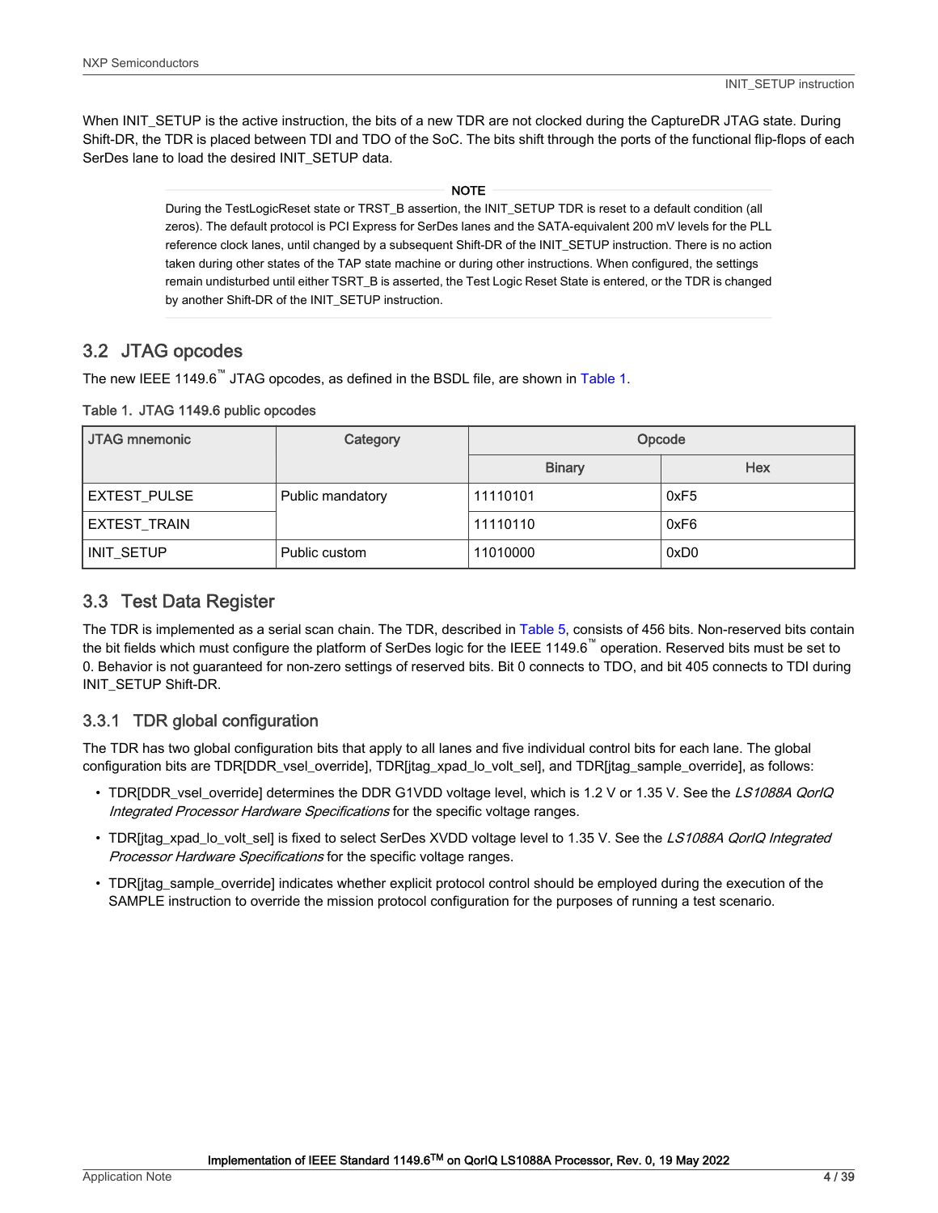When INIT_SETUP is the active instruction, the bits of a new TDR are not clocked during the CaptureDR JTAG state. During Shift-DR, the TDR is placed between TDI and TDO of the SoC. The bits shift through the ports of the functional flip-flops of each SerDes lane to load the desired INIT_SETUP data.

**NOTE**

During the TestLogicReset state or TRST_B assertion, the INIT_SETUP TDR is reset to a default condition (all zeros). The default protocol is PCI Express for SerDes lanes and the SATA-equivalent 200 mV levels for the PLL reference clock lanes, until changed by a subsequent Shift-DR of the INIT_SETUP instruction. There is no action taken during other states of the TAP state machine or during other instructions. When configured, the settings remain undisturbed until either TSRT_B is asserted, the Test Logic Reset State is entered, or the TDR is changed by another Shift-DR of the INIT_SETUP instruction.

## 3.2 JTAG opcodes

The new IEEE 1149.6™ JTAG opcodes, as defined in the BSDL file, are shown in Table 1.

Table 1. JTAG 1149.6 public opcodes

| JTAG mnemonic | Category | Opcode | |
|---|---|---|---|
| | | Binary | Hex |
| EXTEST_PULSE | Public mandatory | 11110101 | 0xF5 |
| EXTEST_TRAIN | | 11110110 | 0xF6 |
| INIT_SETUP | Public custom | 11010000 | 0xD0 |

## 3.3 Test Data Register

The TDR is implemented as a serial scan chain. The TDR, described in Table 5, consists of 456 bits. Non-reserved bits contain the bit fields which must configure the platform of SerDes logic for the IEEE 1149.6™ operation. Reserved bits must be set to 0. Behavior is not guaranteed for non-zero settings of reserved bits. Bit 0 connects to TDO, and bit 405 connects to TDI during INIT_SETUP Shift-DR.

### 3.3.1 TDR global configuration

The TDR has two global configuration bits that apply to all lanes and five individual control bits for each lane. The global configuration bits are TDR[DDR_vsel_override], TDR[jtag_xpad_lo_volt_sel], and TDR[jtag_sample_override], as follows:

- TDR[DDR_vsel_override] determines the DDR G1VDD voltage level, which is 1.2 V or 1.35 V. See the *LS1088A QorIQ Integrated Processor Hardware Specifications* for the specific voltage ranges.
- TDR[jtag_xpad_lo_volt_sel] is fixed to select SerDes XVDD voltage level to 1.35 V. See the *LS1088A QorIQ Integrated Processor Hardware Specifications* for the specific voltage ranges.
- TDR[jtag_sample_override] indicates whether explicit protocol control should be employed during the execution of the SAMPLE instruction to override the mission protocol configuration for the purposes of running a test scenario.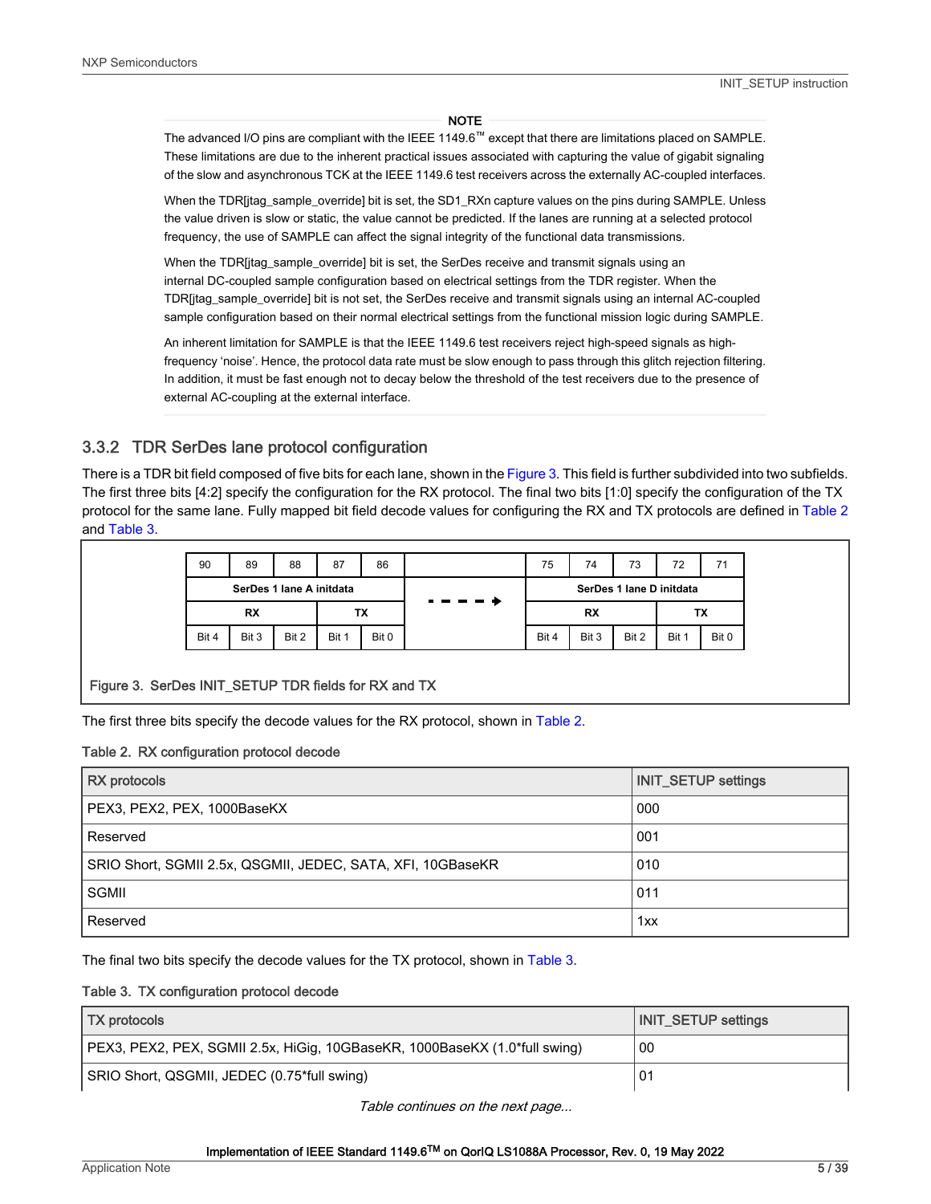**NOTE**

The advanced I/O pins are compliant with the IEEE 1149.6™ except that there are limitations placed on SAMPLE. These limitations are due to the inherent practical issues associated with capturing the value of gigabit signaling of the slow and asynchronous TCK at the IEEE 1149.6 test receivers across the externally AC-coupled interfaces.

When the TDR[jtag_sample_override] bit is set, the SD1_RXn capture values on the pins during SAMPLE. Unless the value driven is slow or static, the value cannot be predicted. If the lanes are running at a selected protocol frequency, the use of SAMPLE can affect the signal integrity of the functional data transmissions.

When the TDR[jtag_sample_override] bit is set, the SerDes receive and transmit signals using an internal DC-coupled sample configuration based on electrical settings from the TDR register. When the TDR[jtag_sample_override] bit is not set, the SerDes receive and transmit signals using an internal AC-coupled sample configuration based on their normal electrical settings from the functional mission logic during SAMPLE.

An inherent limitation for SAMPLE is that the IEEE 1149.6 test receivers reject high-speed signals as high-frequency 'noise'. Hence, the protocol data rate must be slow enough to pass through this glitch rejection filtering. In addition, it must be fast enough not to decay below the threshold of the test receivers due to the presence of external AC-coupling at the external interface.

### 3.3.2 TDR SerDes lane protocol configuration

There is a TDR bit field composed of five bits for each lane, shown in the Figure 3. This field is further subdivided into two subfields. The first three bits [4:2] specify the configuration for the RX protocol. The final two bits [1:0] specify the configuration of the TX protocol for the same lane. Fully mapped bit field decode values for configuring the RX and TX protocols are defined in Table 2 and Table 3.

| 90 | 89 | 88 | 87 | 86 | | 75 | 74 | 73 | 72 | 71 |
|---|---|---|---|---|---|---|---|---|---|---|
| SerDes 1 lane A initdata | | | | | - - - - ▶ | SerDes 1 lane D initdata | | | | |
| RX | | | TX | | | RX | | | TX | |
| Bit 4 | Bit 3 | Bit 2 | Bit 1 | Bit 0 | | Bit 4 | Bit 3 | Bit 2 | Bit 1 | Bit 0 |

Figure 3. SerDes INIT_SETUP TDR fields for RX and TX

The first three bits specify the decode values for the RX protocol, shown in Table 2.

Table 2. RX configuration protocol decode

| RX protocols | INIT_SETUP settings |
|---|---|
| PEX3, PEX2, PEX, 1000BaseKX | 000 |
| Reserved | 001 |
| SRIO Short, SGMII 2.5x, QSGMII, JEDEC, SATA, XFI, 10GBaseKR | 010 |
| SGMII | 011 |
| Reserved | 1xx |

The final two bits specify the decode values for the TX protocol, shown in Table 3.

Table 3. TX configuration protocol decode

| TX protocols | INIT_SETUP settings |
|---|---|
| PEX3, PEX2, PEX, SGMII 2.5x, HiGig, 10GBaseKR, 1000BaseKX (1.0*full swing) | 00 |
| SRIO Short, QSGMII, JEDEC (0.75*full swing) | 01 |

*Table continues on the next page...*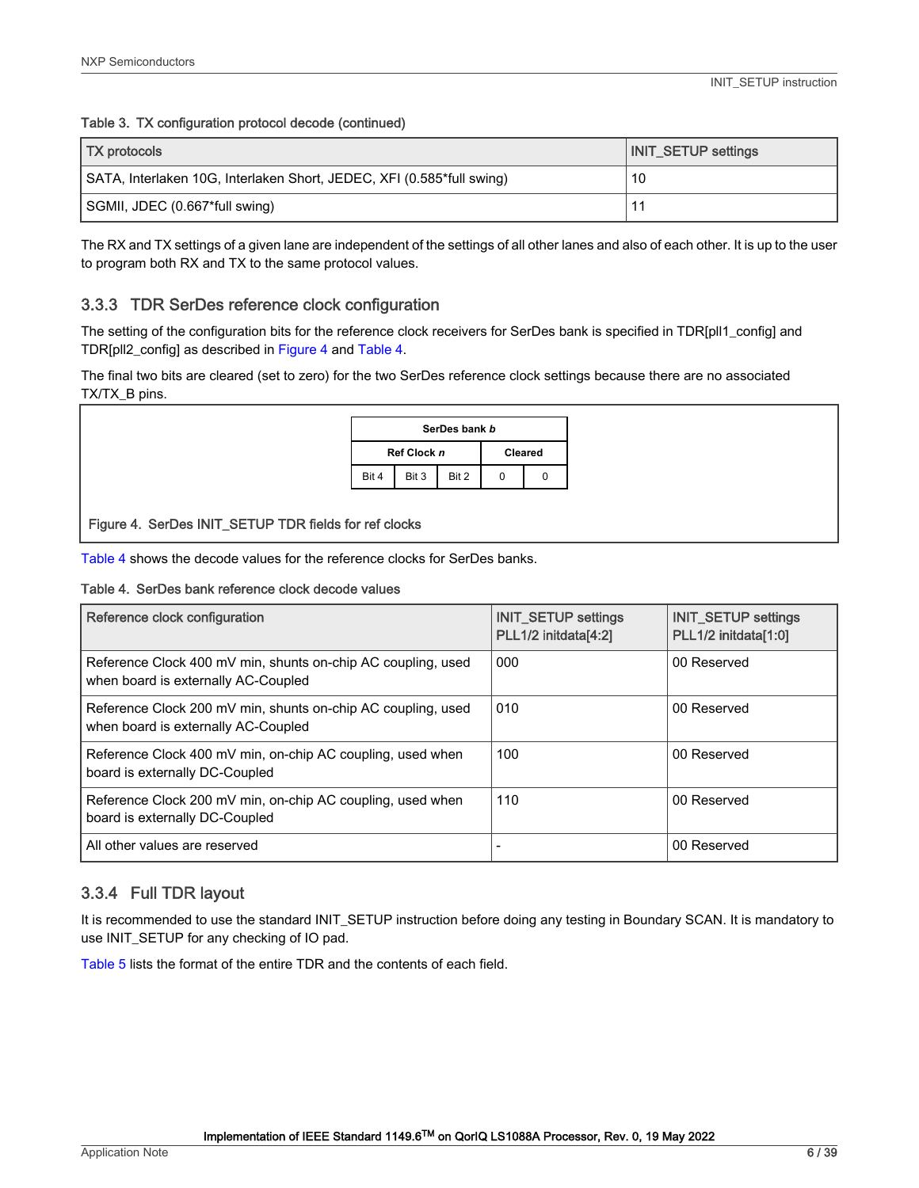Table 3. TX configuration protocol decode (continued)

| TX protocols | INIT_SETUP settings |
| --- | --- |
| SATA, Interlaken 10G, Interlaken Short, JEDEC, XFI (0.585*full swing) | 10 |
| SGMII, JDEC (0.667*full swing) | 11 |

The RX and TX settings of a given lane are independent of the settings of all other lanes and also of each other. It is up to the user to program both RX and TX to the same protocol values.

### 3.3.3 TDR SerDes reference clock configuration

The setting of the configuration bits for the reference clock receivers for SerDes bank is specified in TDR[pll1_config] and TDR[pll2_config] as described in Figure 4 and Table 4.

The final two bits are cleared (set to zero) for the two SerDes reference clock settings because there are no associated TX/TX_B pins.

| SerDes bank *b* | | | | |
| --- | --- | --- | --- | --- |
| Ref Clock *n* | | | Cleared | |
| Bit 4 | Bit 3 | Bit 2 | 0 | 0 |

Figure 4. SerDes INIT_SETUP TDR fields for ref clocks

Table 4 shows the decode values for the reference clocks for SerDes banks.

Table 4. SerDes bank reference clock decode values

| Reference clock configuration | INIT_SETUP settings PLL1/2 initdata[4:2] | INIT_SETUP settings PLL1/2 initdata[1:0] |
| --- | --- | --- |
| Reference Clock 400 mV min, shunts on-chip AC coupling, used when board is externally AC-Coupled | 000 | 00 Reserved |
| Reference Clock 200 mV min, shunts on-chip AC coupling, used when board is externally AC-Coupled | 010 | 00 Reserved |
| Reference Clock 400 mV min, on-chip AC coupling, used when board is externally DC-Coupled | 100 | 00 Reserved |
| Reference Clock 200 mV min, on-chip AC coupling, used when board is externally DC-Coupled | 110 | 00 Reserved |
| All other values are reserved | - | 00 Reserved |

### 3.3.4 Full TDR layout

It is recommended to use the standard INIT_SETUP instruction before doing any testing in Boundary SCAN. It is mandatory to use INIT_SETUP for any checking of IO pad.

Table 5 lists the format of the entire TDR and the contents of each field.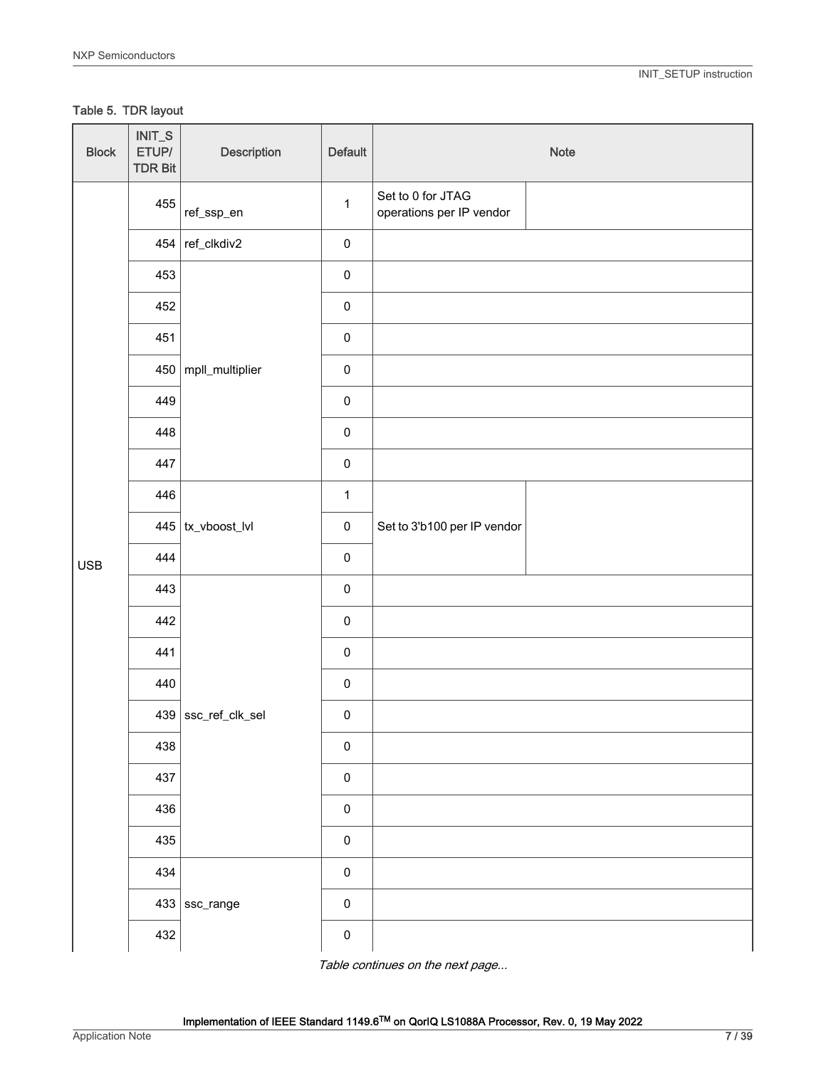Table 5. TDR layout

| Block | INIT_SETUP/ TDR Bit | Description | Default | Note | |
|---|---|---|---|---|---|
| USB | 455 | ref_ssp_en | 1 | Set to 0 for JTAG operations per IP vendor | |
| | 454 | ref_clkdiv2 | 0 | | |
| | 453 | mpll_multiplier | 0 | | |
| | 452 | | 0 | | |
| | 451 | | 0 | | |
| | 450 | | 0 | | |
| | 449 | | 0 | | |
| | 448 | | 0 | | |
| | 447 | | 0 | | |
| | 446 | tx_vboost_lvl | 1 | Set to 3'b100 per IP vendor | |
| | 445 | | 0 | | |
| | 444 | | 0 | | |
| | 443 | ssc_ref_clk_sel | 0 | | |
| | 442 | | 0 | | |
| | 441 | | 0 | | |
| | 440 | | 0 | | |
| | 439 | | 0 | | |
| | 438 | | 0 | | |
| | 437 | | 0 | | |
| | 436 | | 0 | | |
| | 435 | | 0 | | |
| | 434 | ssc_range | 0 | | |
| | 433 | | 0 | | |
| | 432 | | 0 | | |

*Table continues on the next page...*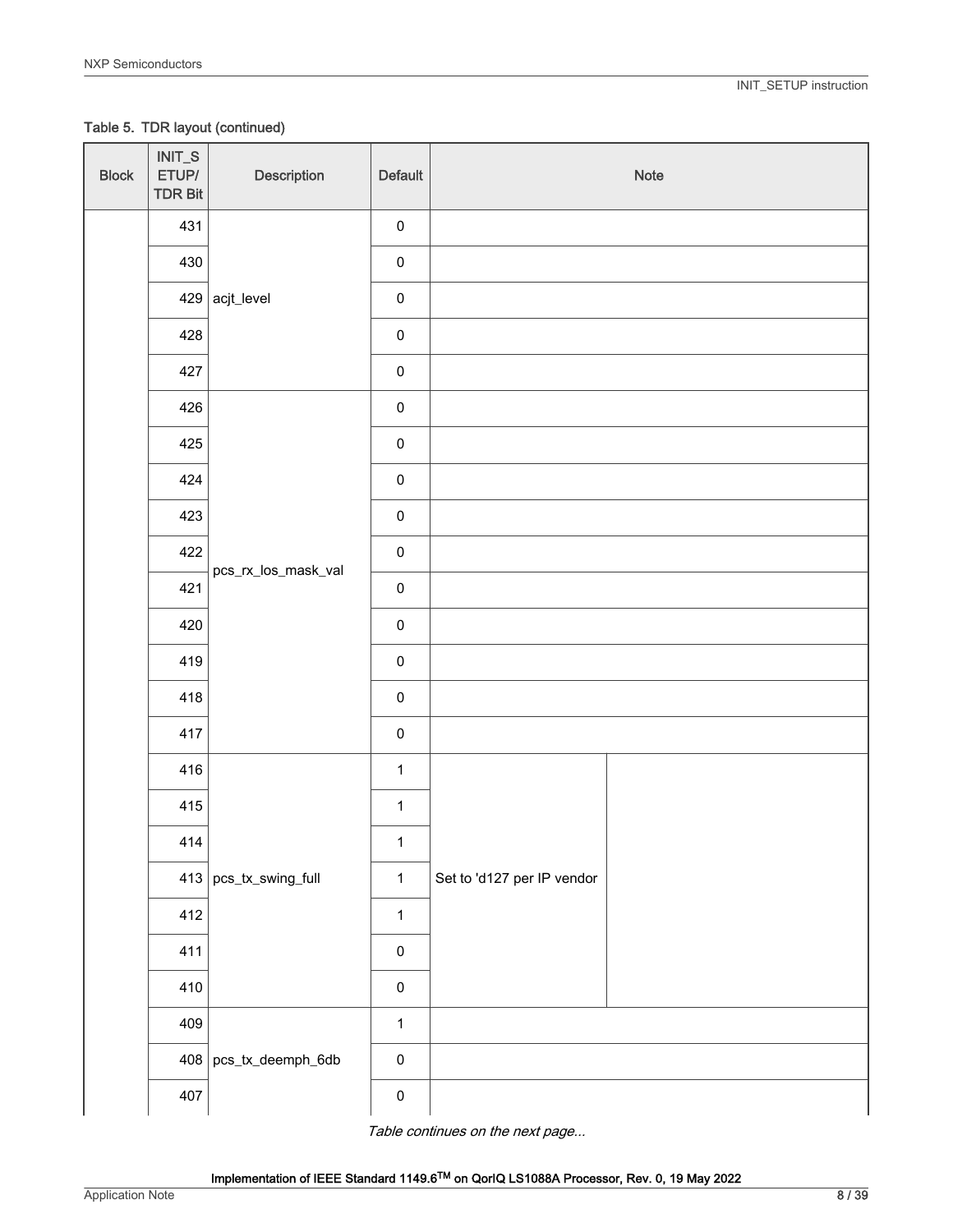Table 5. TDR layout (continued)

| Block | INIT_SETUP/ TDR Bit | Description | Default | Note |
|---|---|---|---|---|
| | 431 | acjt_level | 0 | |
| | 430 | | 0 | |
| | 429 | | 0 | |
| | 428 | | 0 | |
| | 427 | | 0 | |
| | 426 | pcs_rx_los_mask_val | 0 | |
| | 425 | | 0 | |
| | 424 | | 0 | |
| | 423 | | 0 | |
| | 422 | | 0 | |
| | 421 | | 0 | |
| | 420 | | 0 | |
| | 419 | | 0 | |
| | 418 | | 0 | |
| | 417 | | 0 | |
| | 416 | pcs_tx_swing_full | 1 | Set to 'd127 per IP vendor |
| | 415 | | 1 | |
| | 414 | | 1 | |
| | 413 | | 1 | |
| | 412 | | 1 | |
| | 411 | | 0 | |
| | 410 | | 0 | |
| | 409 | pcs_tx_deemph_6db | 1 | |
| | 408 | | 0 | |
| | 407 | | 0 | |

*Table continues on the next page...*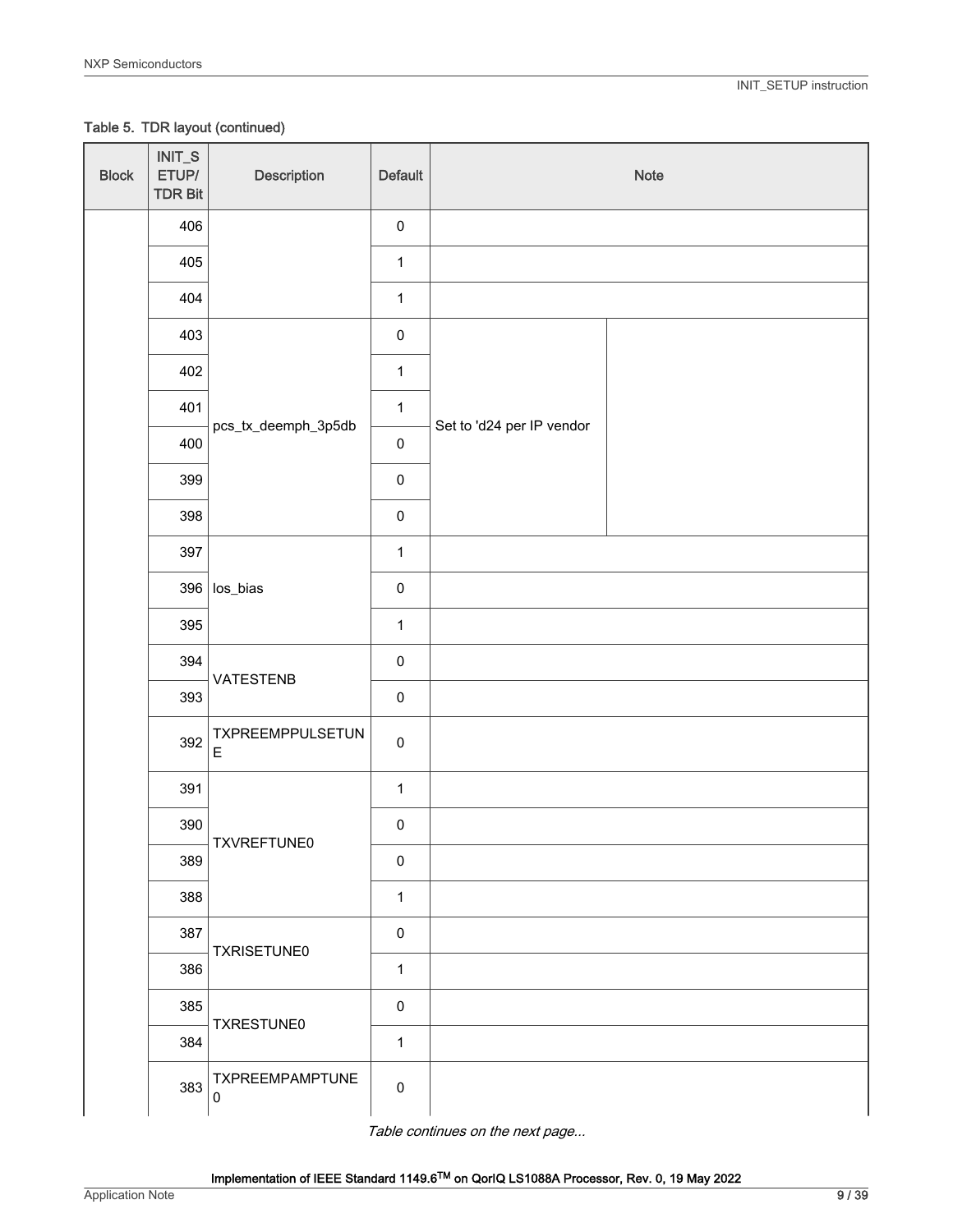Table 5. TDR layout (continued)

| Block | INIT_SETUP/ TDR Bit | Description | Default | Note | |
|---|---|---|---|---|---|
| | 406 | | 0 | | |
| | 405 | | 1 | | |
| | 404 | | 1 | | |
| | 403 | pcs_tx_deemph_3p5db | 0 | Set to 'd24 per IP vendor | |
| | 402 | | 1 | | |
| | 401 | | 1 | | |
| | 400 | | 0 | | |
| | 399 | | 0 | | |
| | 398 | | 0 | | |
| | 397 | los_bias | 1 | | |
| | 396 | | 0 | | |
| | 395 | | 1 | | |
| | 394 | VATESTENB | 0 | | |
| | 393 | | 0 | | |
| | 392 | TXPREEMPPULSETUNE | 0 | | |
| | 391 | TXVREFTUNE0 | 1 | | |
| | 390 | | 0 | | |
| | 389 | | 0 | | |
| | 388 | | 1 | | |
| | 387 | TXRISETUNE0 | 0 | | |
| | 386 | | 1 | | |
| | 385 | TXRESTUNE0 | 0 | | |
| | 384 | | 1 | | |
| | 383 | TXPREEMPAMPTUNE0 | 0 | | |

*Table continues on the next page...*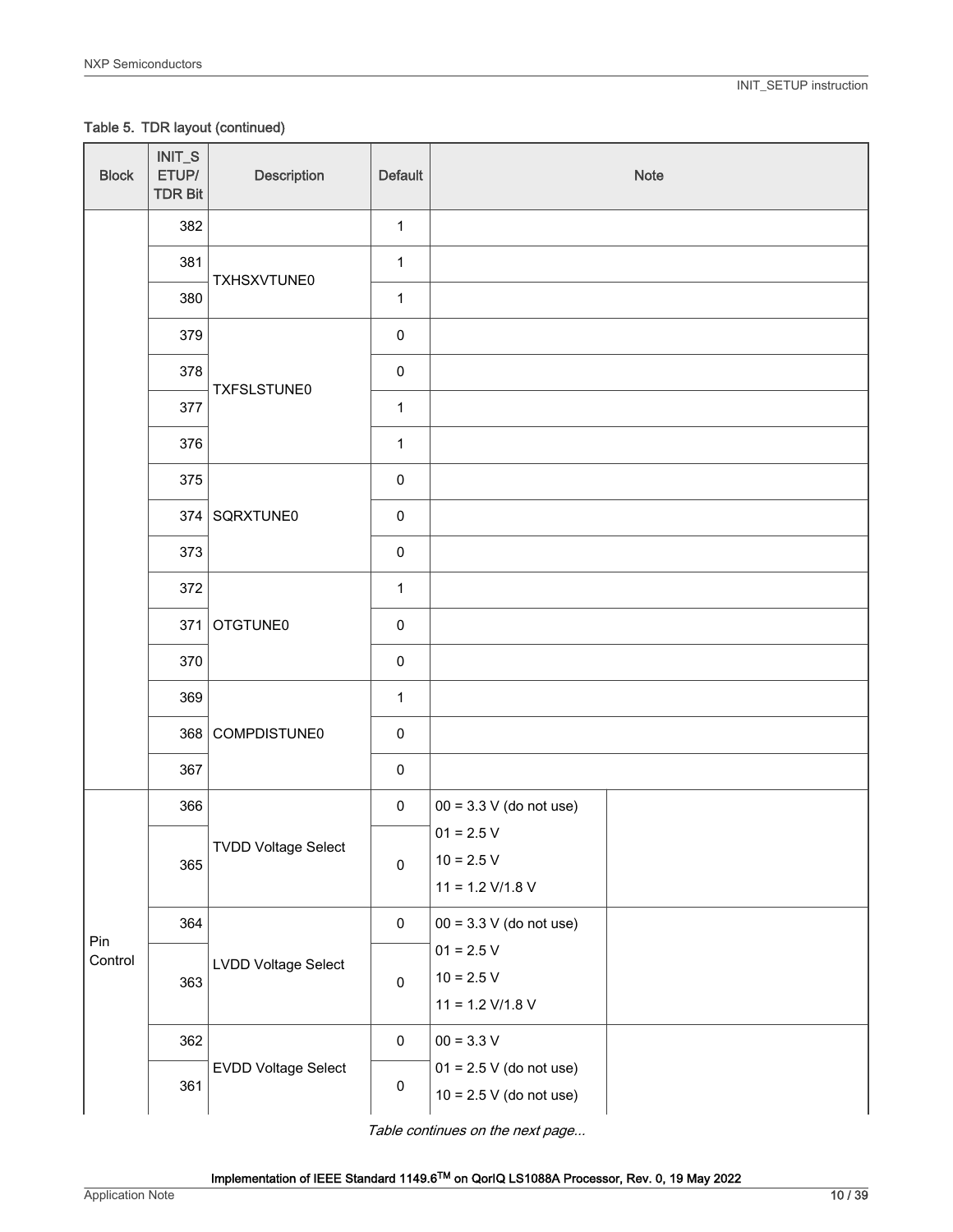Table 5. TDR layout (continued)

| Block | INIT_SETUP/ TDR Bit | Description | Default | Note | |
|---|---|---|---|---|---|
| | 382 | | 1 | | |
| | 381 | TXHSXVTUNE0 | 1 | | |
| | 380 | | 1 | | |
| | 379 | TXFSLSTUNE0 | 0 | | |
| | 378 | | 0 | | |
| | 377 | | 1 | | |
| | 376 | | 1 | | |
| | 375 | SQRXTUNE0 | 0 | | |
| | 374 | | 0 | | |
| | 373 | | 0 | | |
| | 372 | OTGTUNE0 | 1 | | |
| | 371 | | 0 | | |
| | 370 | | 0 | | |
| | 369 | COMPDISTUNE0 | 1 | | |
| | 368 | | 0 | | |
| | 367 | | 0 | | |
| Pin Control | 366 | TVDD Voltage Select | 0 | 00 = 3.3 V (do not use) | |
| | 365 | | 0 | 01 = 2.5 V<br>10 = 2.5 V<br>11 = 1.2 V/1.8 V | |
| | 364 | LVDD Voltage Select | 0 | 00 = 3.3 V (do not use) | |
| | 363 | | 0 | 01 = 2.5 V<br>10 = 2.5 V<br>11 = 1.2 V/1.8 V | |
| | 362 | EVDD Voltage Select | 0 | 00 = 3.3 V | |
| | 361 | | 0 | 01 = 2.5 V (do not use)<br>10 = 2.5 V (do not use) | |

*Table continues on the next page...*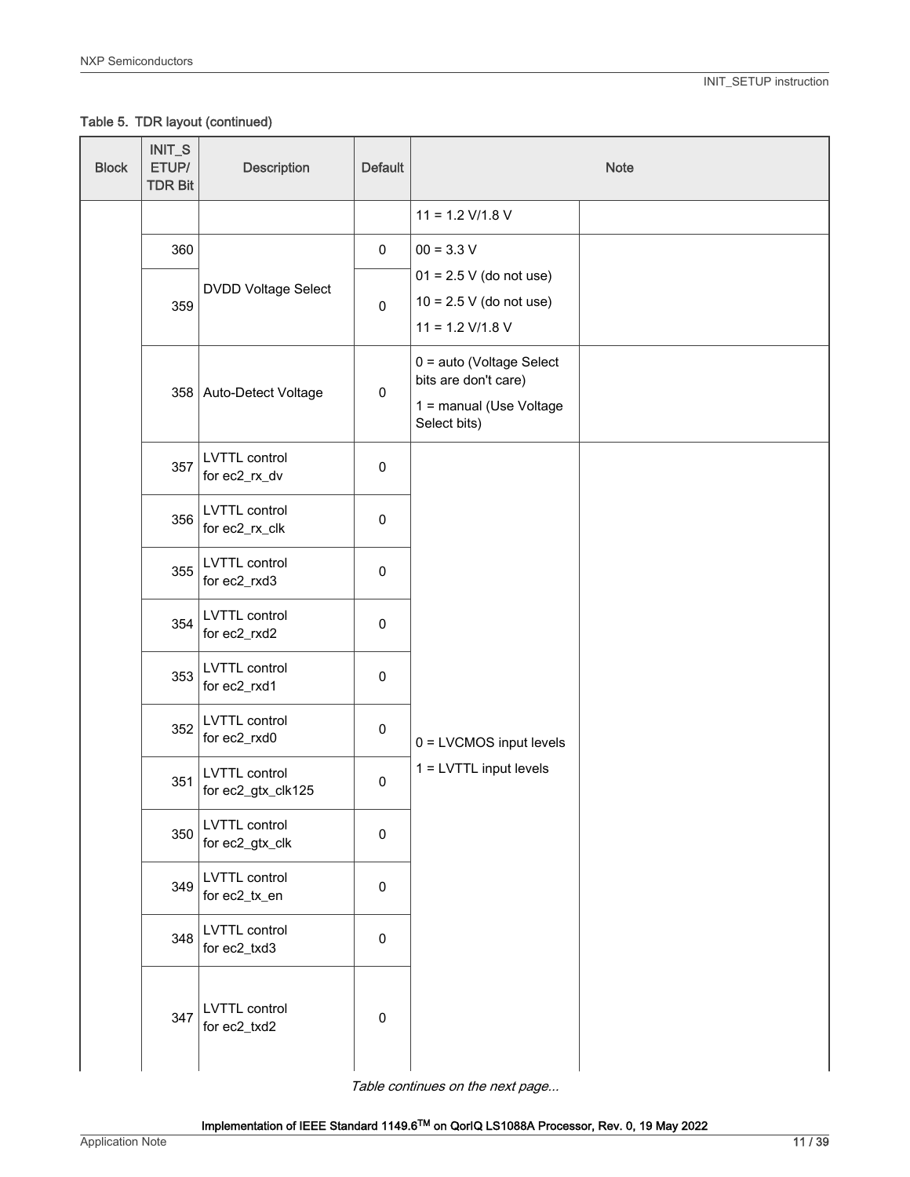Table 5. TDR layout (continued)

| Block | INIT_SETUP/ TDR Bit | Description | Default | Note | |
|---|---|---|---|---|---|
| | | | | 11 = 1.2 V/1.8 V | |
| | 360 | DVDD Voltage Select | 0 | 00 = 3.3 V<br>01 = 2.5 V (do not use)<br>10 = 2.5 V (do not use)<br>11 = 1.2 V/1.8 V | |
| | 359 | | 0 | | |
| | 358 | Auto-Detect Voltage | 0 | 0 = auto (Voltage Select bits are don't care)<br>1 = manual (Use Voltage Select bits) | |
| | 357 | LVTTL control for ec2_rx_dv | 0 | 0 = LVCMOS input levels<br>1 = LVTTL input levels | |
| | 356 | LVTTL control for ec2_rx_clk | 0 | | |
| | 355 | LVTTL control for ec2_rxd3 | 0 | | |
| | 354 | LVTTL control for ec2_rxd2 | 0 | | |
| | 353 | LVTTL control for ec2_rxd1 | 0 | | |
| | 352 | LVTTL control for ec2_rxd0 | 0 | | |
| | 351 | LVTTL control for ec2_gtx_clk125 | 0 | | |
| | 350 | LVTTL control for ec2_gtx_clk | 0 | | |
| | 349 | LVTTL control for ec2_tx_en | 0 | | |
| | 348 | LVTTL control for ec2_txd3 | 0 | | |
| | 347 | LVTTL control for ec2_txd2 | 0 | | |

*Table continues on the next page...*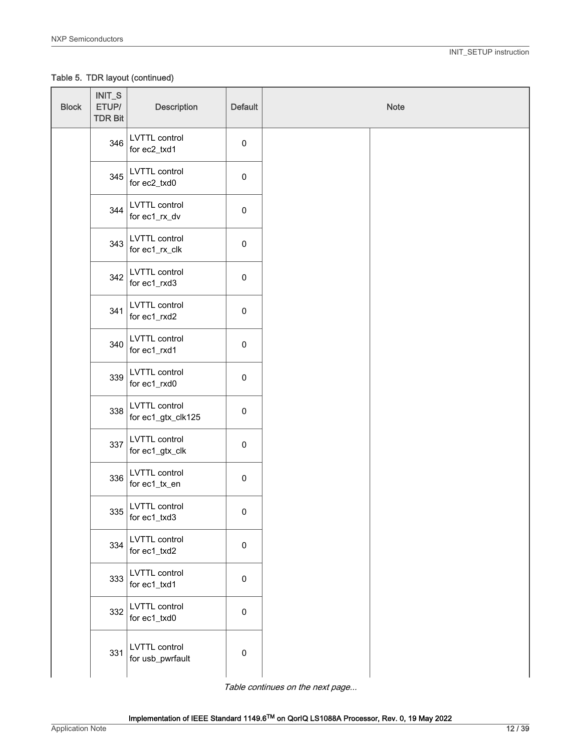Table 5. TDR layout (continued)

| Block | INIT_SETUP/ TDR Bit | Description | Default | Note | |
|---|---|---|---|---|---|
| | 346 | LVTTL control for ec2_txd1 | 0 | | |
| | 345 | LVTTL control for ec2_txd0 | 0 | | |
| | 344 | LVTTL control for ec1_rx_dv | 0 | | |
| | 343 | LVTTL control for ec1_rx_clk | 0 | | |
| | 342 | LVTTL control for ec1_rxd3 | 0 | | |
| | 341 | LVTTL control for ec1_rxd2 | 0 | | |
| | 340 | LVTTL control for ec1_rxd1 | 0 | | |
| | 339 | LVTTL control for ec1_rxd0 | 0 | | |
| | 338 | LVTTL control for ec1_gtx_clk125 | 0 | | |
| | 337 | LVTTL control for ec1_gtx_clk | 0 | | |
| | 336 | LVTTL control for ec1_tx_en | 0 | | |
| | 335 | LVTTL control for ec1_txd3 | 0 | | |
| | 334 | LVTTL control for ec1_txd2 | 0 | | |
| | 333 | LVTTL control for ec1_txd1 | 0 | | |
| | 332 | LVTTL control for ec1_txd0 | 0 | | |
| | 331 | LVTTL control for usb_pwrfault | 0 | | |

*Table continues on the next page...*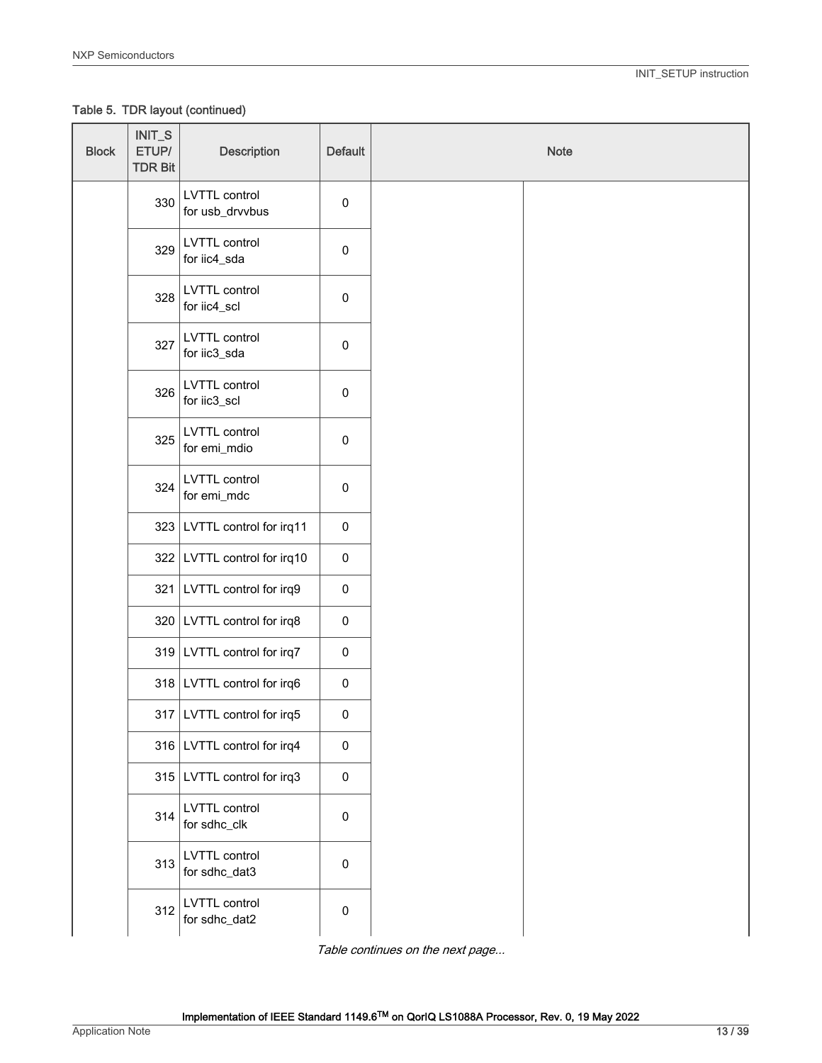Table 5. TDR layout (continued)

| Block | INIT_SETUP/ TDR Bit | Description | Default | Note |
|---|---|---|---|---|
| | 330 | LVTTL control for usb_drvvbus | 0 | |
| | 329 | LVTTL control for iic4_sda | 0 | |
| | 328 | LVTTL control for iic4_scl | 0 | |
| | 327 | LVTTL control for iic3_sda | 0 | |
| | 326 | LVTTL control for iic3_scl | 0 | |
| | 325 | LVTTL control for emi_mdio | 0 | |
| | 324 | LVTTL control for emi_mdc | 0 | |
| | 323 | LVTTL control for irq11 | 0 | |
| | 322 | LVTTL control for irq10 | 0 | |
| | 321 | LVTTL control for irq9 | 0 | |
| | 320 | LVTTL control for irq8 | 0 | |
| | 319 | LVTTL control for irq7 | 0 | |
| | 318 | LVTTL control for irq6 | 0 | |
| | 317 | LVTTL control for irq5 | 0 | |
| | 316 | LVTTL control for irq4 | 0 | |
| | 315 | LVTTL control for irq3 | 0 | |
| | 314 | LVTTL control for sdhc_clk | 0 | |
| | 313 | LVTTL control for sdhc_dat3 | 0 | |
| | 312 | LVTTL control for sdhc_dat2 | 0 | |

*Table continues on the next page...*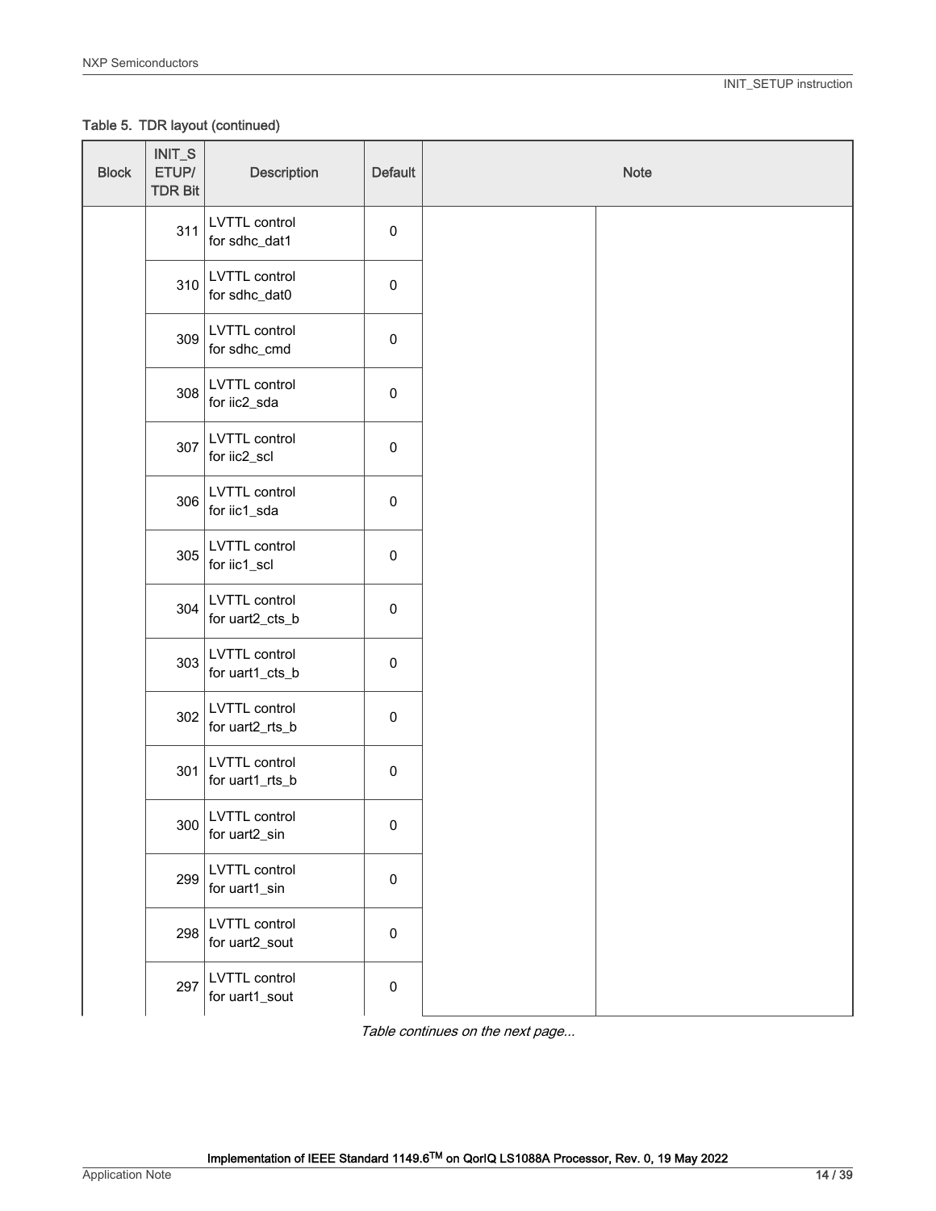Table 5. TDR layout (continued)

| Block | INIT_SETUP/ TDR Bit | Description | Default | Note | |
|---|---|---|---|---|---|
| | 311 | LVTTL control for sdhc_dat1 | 0 | | |
| | 310 | LVTTL control for sdhc_dat0 | 0 | | |
| | 309 | LVTTL control for sdhc_cmd | 0 | | |
| | 308 | LVTTL control for iic2_sda | 0 | | |
| | 307 | LVTTL control for iic2_scl | 0 | | |
| | 306 | LVTTL control for iic1_sda | 0 | | |
| | 305 | LVTTL control for iic1_scl | 0 | | |
| | 304 | LVTTL control for uart2_cts_b | 0 | | |
| | 303 | LVTTL control for uart1_cts_b | 0 | | |
| | 302 | LVTTL control for uart2_rts_b | 0 | | |
| | 301 | LVTTL control for uart1_rts_b | 0 | | |
| | 300 | LVTTL control for uart2_sin | 0 | | |
| | 299 | LVTTL control for uart1_sin | 0 | | |
| | 298 | LVTTL control for uart2_sout | 0 | | |
| | 297 | LVTTL control for uart1_sout | 0 | | |

*Table continues on the next page...*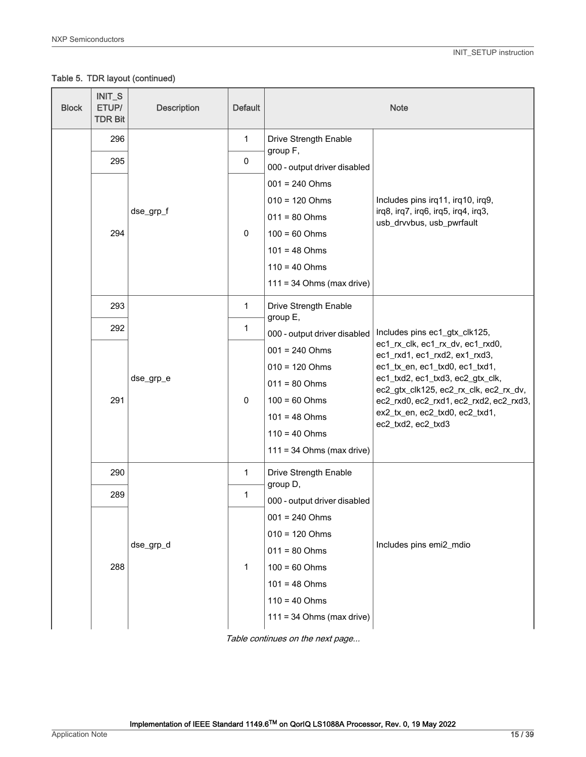Table 5. TDR layout (continued)

| Block | INIT_SETUP/ TDR Bit | Description | Default | Note | |
|---|---|---|---|---|---|
| | 296 | dse_grp_f | 1 | Drive Strength Enable group F, | Includes pins irq11, irq10, irq9, irq8, irq7, irq6, irq5, irq4, irq3, usb_drvvbus, usb_pwrfault |
| | 295 | | 0 | 000 - output driver disabled | |
| | 294 | | 0 | 001 = 240 Ohms<br>010 = 120 Ohms<br>011 = 80 Ohms<br>100 = 60 Ohms<br>101 = 48 Ohms<br>110 = 40 Ohms<br>111 = 34 Ohms (max drive) | |
| | 293 | dse_grp_e | 1 | Drive Strength Enable group E, | Includes pins ec1_gtx_clk125, ec1_rx_clk, ec1_rx_dv, ec1_rxd0, ec1_rxd1, ec1_rxd2, ex1_rxd3, ec1_tx_en, ec1_txd0, ec1_txd1, ec1_txd2, ec1_txd3, ec2_gtx_clk, ec2_gtx_clk125, ec2_rx_clk, ec2_rx_dv, ec2_rxd0, ec2_rxd1, ec2_rxd2, ec2_rxd3, ex2_tx_en, ec2_txd0, ec2_txd1, ec2_txd2, ec2_txd3 |
| | 292 | | 1 | 000 - output driver disabled | |
| | 291 | | 0 | 001 = 240 Ohms<br>010 = 120 Ohms<br>011 = 80 Ohms<br>100 = 60 Ohms<br>101 = 48 Ohms<br>110 = 40 Ohms<br>111 = 34 Ohms (max drive) | |
| | 290 | dse_grp_d | 1 | Drive Strength Enable group D, | Includes pins emi2_mdio |
| | 289 | | 1 | 000 - output driver disabled | |
| | 288 | | 1 | 001 = 240 Ohms<br>010 = 120 Ohms<br>011 = 80 Ohms<br>100 = 60 Ohms<br>101 = 48 Ohms<br>110 = 40 Ohms<br>111 = 34 Ohms (max drive) | |

*Table continues on the next page...*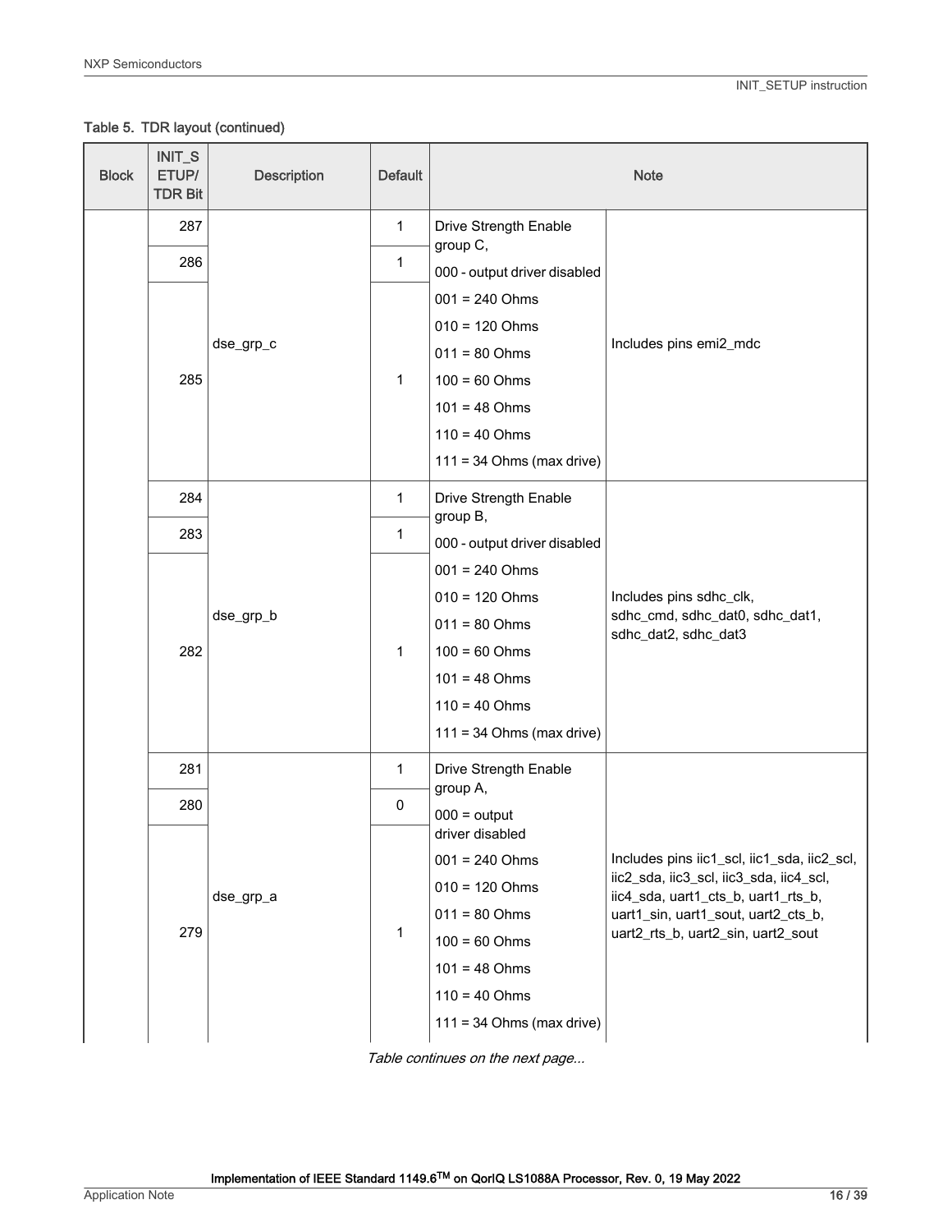Table 5. TDR layout (continued)

| Block | INIT_SETUP/ TDR Bit | Description | Default | Note | |
|---|---|---|---|---|---|
| | 287 | dse_grp_c | 1 | Drive Strength Enable group C, 000 - output driver disabled 001 = 240 Ohms 010 = 120 Ohms 011 = 80 Ohms 100 = 60 Ohms 101 = 48 Ohms 110 = 40 Ohms 111 = 34 Ohms (max drive) | Includes pins emi2_mdc |
| | 286 | | 1 | | |
| | 285 | | 1 | | |
| | 284 | dse_grp_b | 1 | Drive Strength Enable group B, 000 - output driver disabled 001 = 240 Ohms 010 = 120 Ohms 011 = 80 Ohms 100 = 60 Ohms 101 = 48 Ohms 110 = 40 Ohms 111 = 34 Ohms (max drive) | Includes pins sdhc_clk, sdhc_cmd, sdhc_dat0, sdhc_dat1, sdhc_dat2, sdhc_dat3 |
| | 283 | | 1 | | |
| | 282 | | 1 | | |
| | 281 | dse_grp_a | 1 | Drive Strength Enable group A, 000 = output driver disabled 001 = 240 Ohms 010 = 120 Ohms 011 = 80 Ohms 100 = 60 Ohms 101 = 48 Ohms 110 = 40 Ohms 111 = 34 Ohms (max drive) | Includes pins iic1_scl, iic1_sda, iic2_scl, iic2_sda, iic3_scl, iic3_sda, iic4_scl, iic4_sda, uart1_cts_b, uart1_rts_b, uart1_sin, uart1_sout, uart2_cts_b, uart2_rts_b, uart2_sin, uart2_sout |
| | 280 | | 0 | | |
| | 279 | | 1 | | |

*Table continues on the next page...*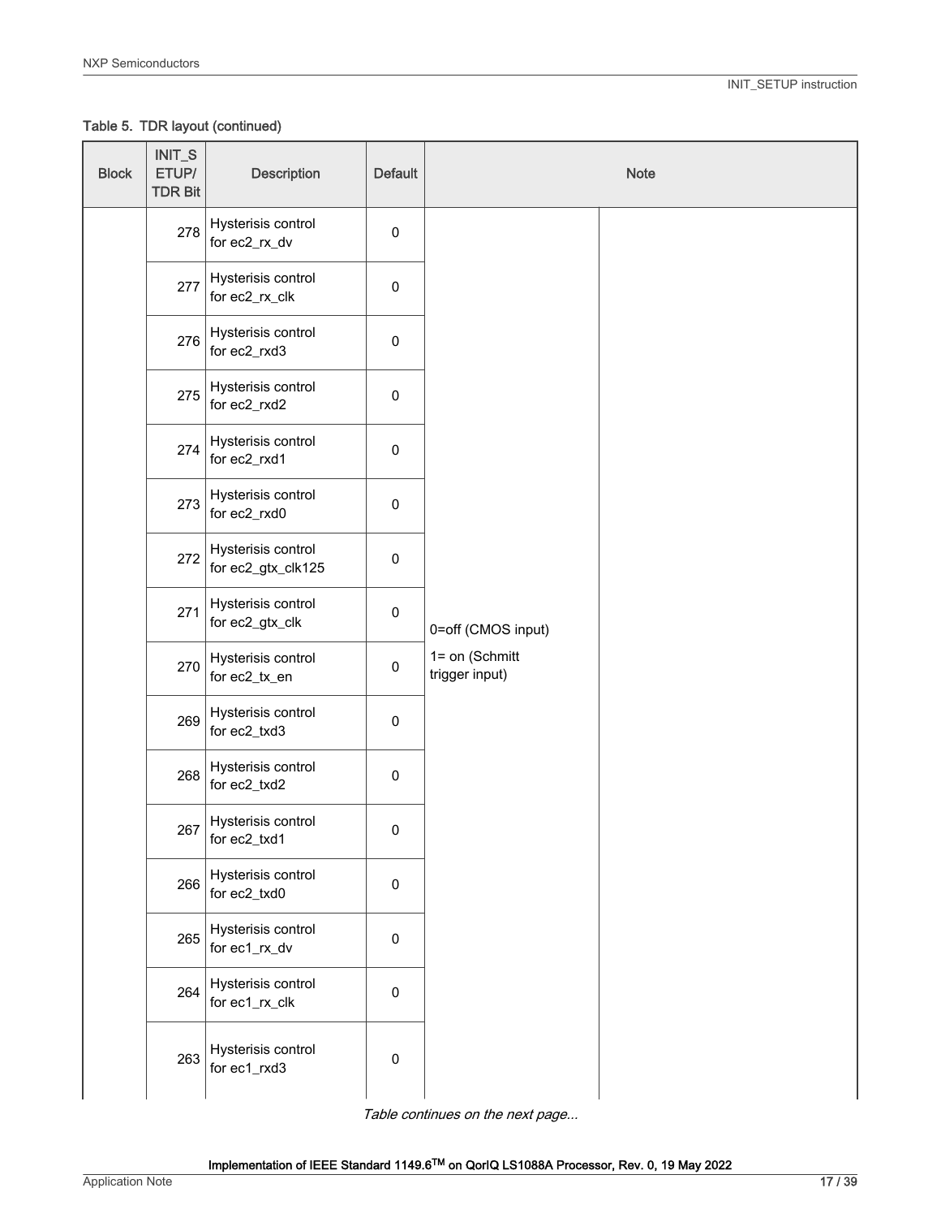Table 5. TDR layout (continued)

| Block | INIT_SETUP/ TDR Bit | Description | Default | Note | |
|---|---|---|---|---|---|
| | 278 | Hysterisis control for ec2_rx_dv | 0 | 0=off (CMOS input)<br>1= on (Schmitt trigger input) | |
| | 277 | Hysterisis control for ec2_rx_clk | 0 | | |
| | 276 | Hysterisis control for ec2_rxd3 | 0 | | |
| | 275 | Hysterisis control for ec2_rxd2 | 0 | | |
| | 274 | Hysterisis control for ec2_rxd1 | 0 | | |
| | 273 | Hysterisis control for ec2_rxd0 | 0 | | |
| | 272 | Hysterisis control for ec2_gtx_clk125 | 0 | | |
| | 271 | Hysterisis control for ec2_gtx_clk | 0 | | |
| | 270 | Hysterisis control for ec2_tx_en | 0 | | |
| | 269 | Hysterisis control for ec2_txd3 | 0 | | |
| | 268 | Hysterisis control for ec2_txd2 | 0 | | |
| | 267 | Hysterisis control for ec2_txd1 | 0 | | |
| | 266 | Hysterisis control for ec2_txd0 | 0 | | |
| | 265 | Hysterisis control for ec1_rx_dv | 0 | | |
| | 264 | Hysterisis control for ec1_rx_clk | 0 | | |
| | 263 | Hysterisis control for ec1_rxd3 | 0 | | |

*Table continues on the next page...*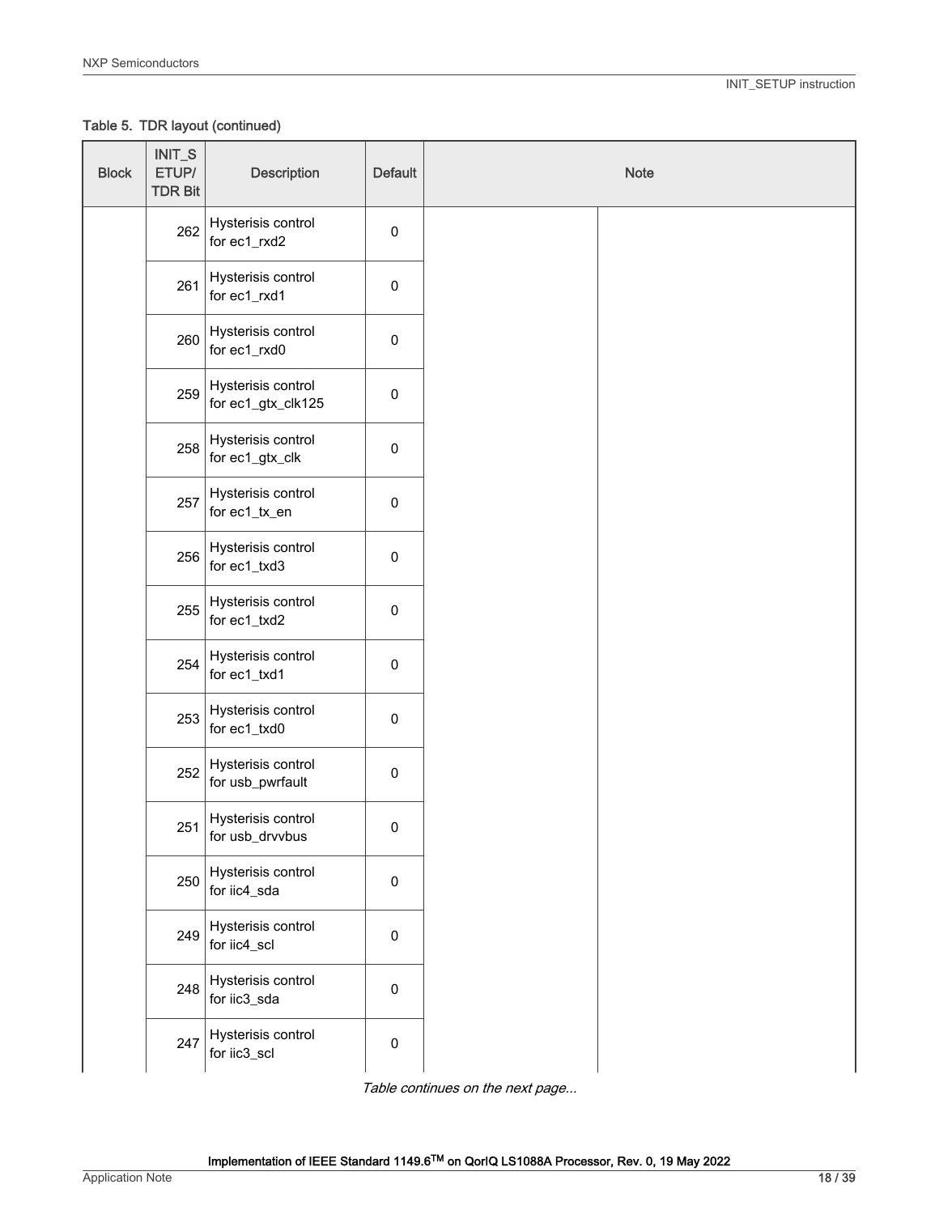Table 5. TDR layout (continued)

| Block | INIT_SETUP/ TDR Bit | Description | Default | Note | |
|---|---|---|---|---|---|
| | 262 | Hysterisis control for ec1_rxd2 | 0 | | |
| | 261 | Hysterisis control for ec1_rxd1 | 0 | | |
| | 260 | Hysterisis control for ec1_rxd0 | 0 | | |
| | 259 | Hysterisis control for ec1_gtx_clk125 | 0 | | |
| | 258 | Hysterisis control for ec1_gtx_clk | 0 | | |
| | 257 | Hysterisis control for ec1_tx_en | 0 | | |
| | 256 | Hysterisis control for ec1_txd3 | 0 | | |
| | 255 | Hysterisis control for ec1_txd2 | 0 | | |
| | 254 | Hysterisis control for ec1_txd1 | 0 | | |
| | 253 | Hysterisis control for ec1_txd0 | 0 | | |
| | 252 | Hysterisis control for usb_pwrfault | 0 | | |
| | 251 | Hysterisis control for usb_drvvbus | 0 | | |
| | 250 | Hysterisis control for iic4_sda | 0 | | |
| | 249 | Hysterisis control for iic4_scl | 0 | | |
| | 248 | Hysterisis control for iic3_sda | 0 | | |
| | 247 | Hysterisis control for iic3_scl | 0 | | |

*Table continues on the next page...*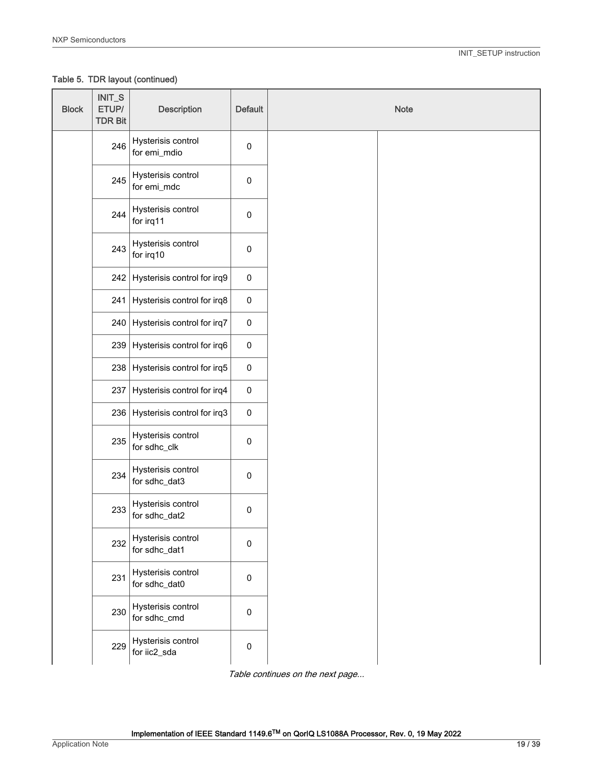Table 5. TDR layout (continued)

| Block | INIT_SETUP/ TDR Bit | Description | Default | Note |
|---|---|---|---|---|
| | 246 | Hysterisis control for emi_mdio | 0 | |
| | 245 | Hysterisis control for emi_mdc | 0 | |
| | 244 | Hysterisis control for irq11 | 0 | |
| | 243 | Hysterisis control for irq10 | 0 | |
| | 242 | Hysterisis control for irq9 | 0 | |
| | 241 | Hysterisis control for irq8 | 0 | |
| | 240 | Hysterisis control for irq7 | 0 | |
| | 239 | Hysterisis control for irq6 | 0 | |
| | 238 | Hysterisis control for irq5 | 0 | |
| | 237 | Hysterisis control for irq4 | 0 | |
| | 236 | Hysterisis control for irq3 | 0 | |
| | 235 | Hysterisis control for sdhc_clk | 0 | |
| | 234 | Hysterisis control for sdhc_dat3 | 0 | |
| | 233 | Hysterisis control for sdhc_dat2 | 0 | |
| | 232 | Hysterisis control for sdhc_dat1 | 0 | |
| | 231 | Hysterisis control for sdhc_dat0 | 0 | |
| | 230 | Hysterisis control for sdhc_cmd | 0 | |
| | 229 | Hysterisis control for iic2_sda | 0 | |

*Table continues on the next page...*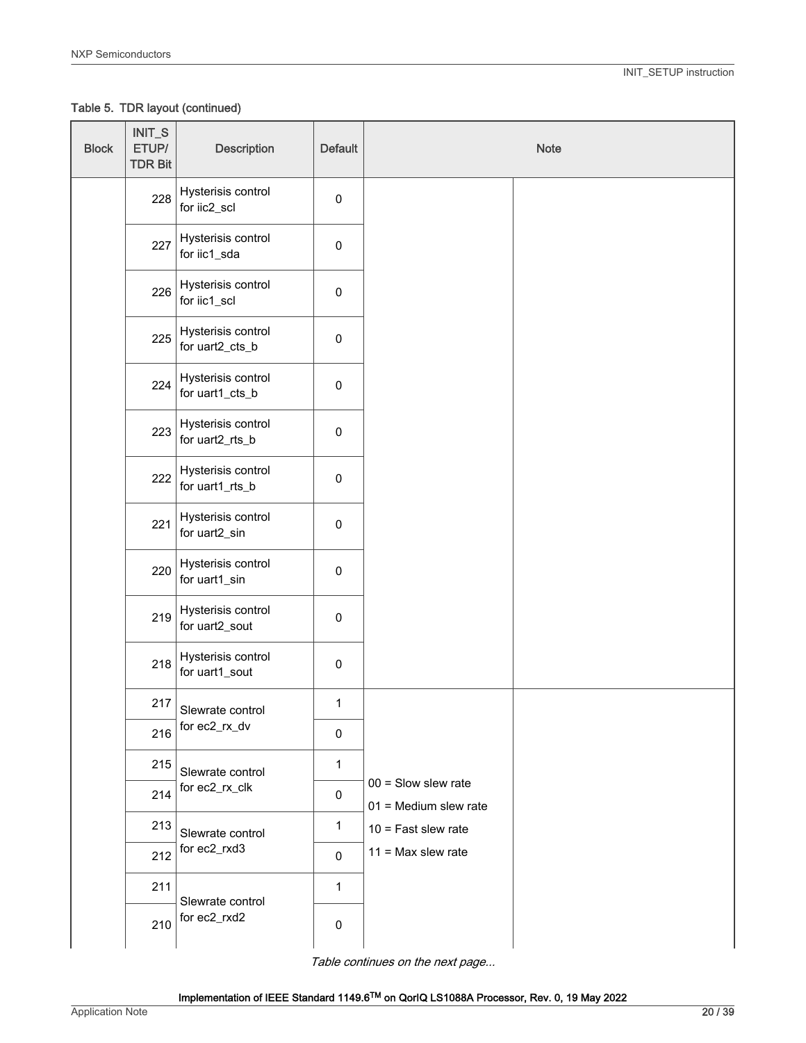Table 5. TDR layout (continued)

| Block | INIT_SETUP/ TDR Bit | Description | Default | Note | |
|---|---|---|---|---|---|
| | 228 | Hysterisis control for iic2_scl | 0 | | |
| | 227 | Hysterisis control for iic1_sda | 0 | | |
| | 226 | Hysterisis control for iic1_scl | 0 | | |
| | 225 | Hysterisis control for uart2_cts_b | 0 | | |
| | 224 | Hysterisis control for uart1_cts_b | 0 | | |
| | 223 | Hysterisis control for uart2_rts_b | 0 | | |
| | 222 | Hysterisis control for uart1_rts_b | 0 | | |
| | 221 | Hysterisis control for uart2_sin | 0 | | |
| | 220 | Hysterisis control for uart1_sin | 0 | | |
| | 219 | Hysterisis control for uart2_sout | 0 | | |
| | 218 | Hysterisis control for uart1_sout | 0 | | |
| | 217 | Slewrate control for ec2_rx_dv | 1 | 00 = Slow slew rate<br>01 = Medium slew rate<br>10 = Fast slew rate<br>11 = Max slew rate | |
| | 216 | | 0 | | |
| | 215 | Slewrate control for ec2_rx_clk | 1 | | |
| | 214 | | 0 | | |
| | 213 | Slewrate control for ec2_rxd3 | 1 | | |
| | 212 | | 0 | | |
| | 211 | Slewrate control for ec2_rxd2 | 1 | | |
| | 210 | | 0 | | |

*Table continues on the next page...*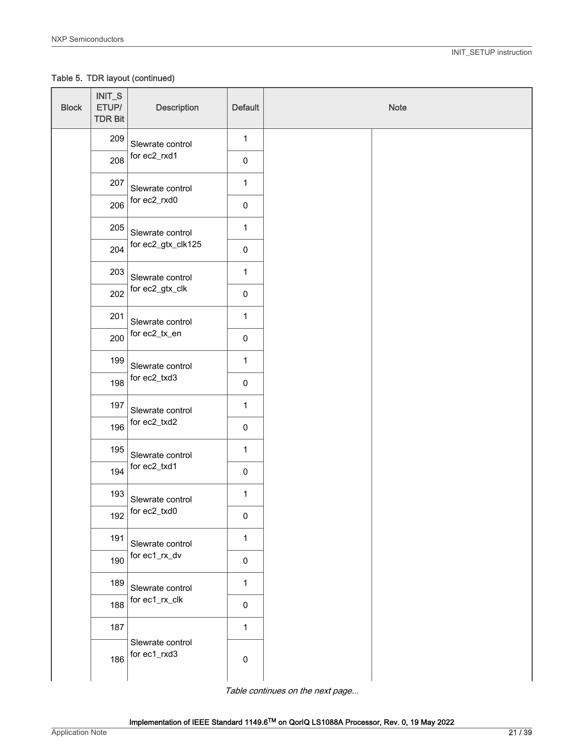Table 5. TDR layout (continued)

| Block | INIT_SETUP/ TDR Bit | Description | Default | Note | |
|---|---|---|---|---|---|
| | 209 | Slewrate control for ec2_rxd1 | 1 | | |
| | 208 | | 0 | | |
| | 207 | Slewrate control for ec2_rxd0 | 1 | | |
| | 206 | | 0 | | |
| | 205 | Slewrate control for ec2_gtx_clk125 | 1 | | |
| | 204 | | 0 | | |
| | 203 | Slewrate control for ec2_gtx_clk | 1 | | |
| | 202 | | 0 | | |
| | 201 | Slewrate control for ec2_tx_en | 1 | | |
| | 200 | | 0 | | |
| | 199 | Slewrate control for ec2_txd3 | 1 | | |
| | 198 | | 0 | | |
| | 197 | Slewrate control for ec2_txd2 | 1 | | |
| | 196 | | 0 | | |
| | 195 | Slewrate control for ec2_txd1 | 1 | | |
| | 194 | | 0 | | |
| | 193 | Slewrate control for ec2_txd0 | 1 | | |
| | 192 | | 0 | | |
| | 191 | Slewrate control for ec1_rx_dv | 1 | | |
| | 190 | | 0 | | |
| | 189 | Slewrate control for ec1_rx_clk | 1 | | |
| | 188 | | 0 | | |
| | 187 | Slewrate control for ec1_rxd3 | 1 | | |
| | 186 | | 0 | | |

*Table continues on the next page...*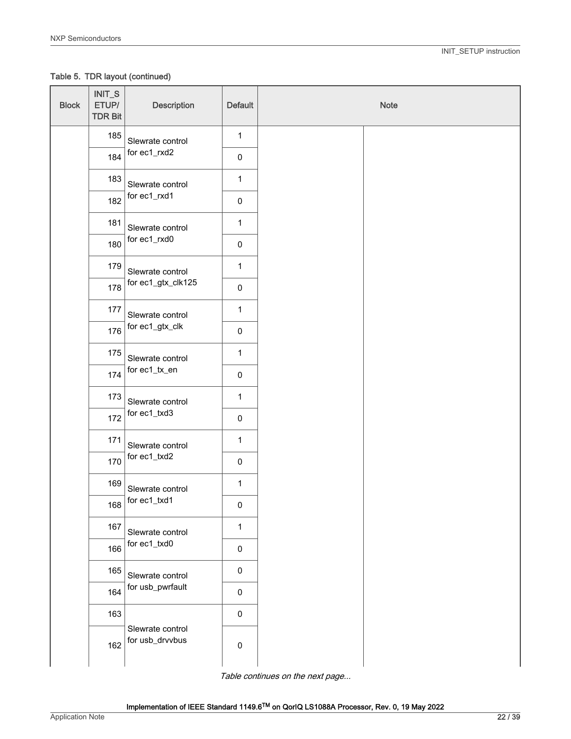**Table 5. TDR layout (continued)**

| Block | INIT_SETUP/ TDR Bit | Description | Default | Note |
|---|---|---|---|---|
| | 185 | Slewrate control for ec1_rxd2 | 1 | |
| | 184 | | 0 | |
| | 183 | Slewrate control for ec1_rxd1 | 1 | |
| | 182 | | 0 | |
| | 181 | Slewrate control for ec1_rxd0 | 1 | |
| | 180 | | 0 | |
| | 179 | Slewrate control for ec1_gtx_clk125 | 1 | |
| | 178 | | 0 | |
| | 177 | Slewrate control for ec1_gtx_clk | 1 | |
| | 176 | | 0 | |
| | 175 | Slewrate control for ec1_tx_en | 1 | |
| | 174 | | 0 | |
| | 173 | Slewrate control for ec1_txd3 | 1 | |
| | 172 | | 0 | |
| | 171 | Slewrate control for ec1_txd2 | 1 | |
| | 170 | | 0 | |
| | 169 | Slewrate control for ec1_txd1 | 1 | |
| | 168 | | 0 | |
| | 167 | Slewrate control for ec1_txd0 | 1 | |
| | 166 | | 0 | |
| | 165 | Slewrate control for usb_pwrfault | 0 | |
| | 164 | | 0 | |
| | 163 | Slewrate control for usb_drvvbus | 0 | |
| | 162 | | 0 | |

*Table continues on the next page...*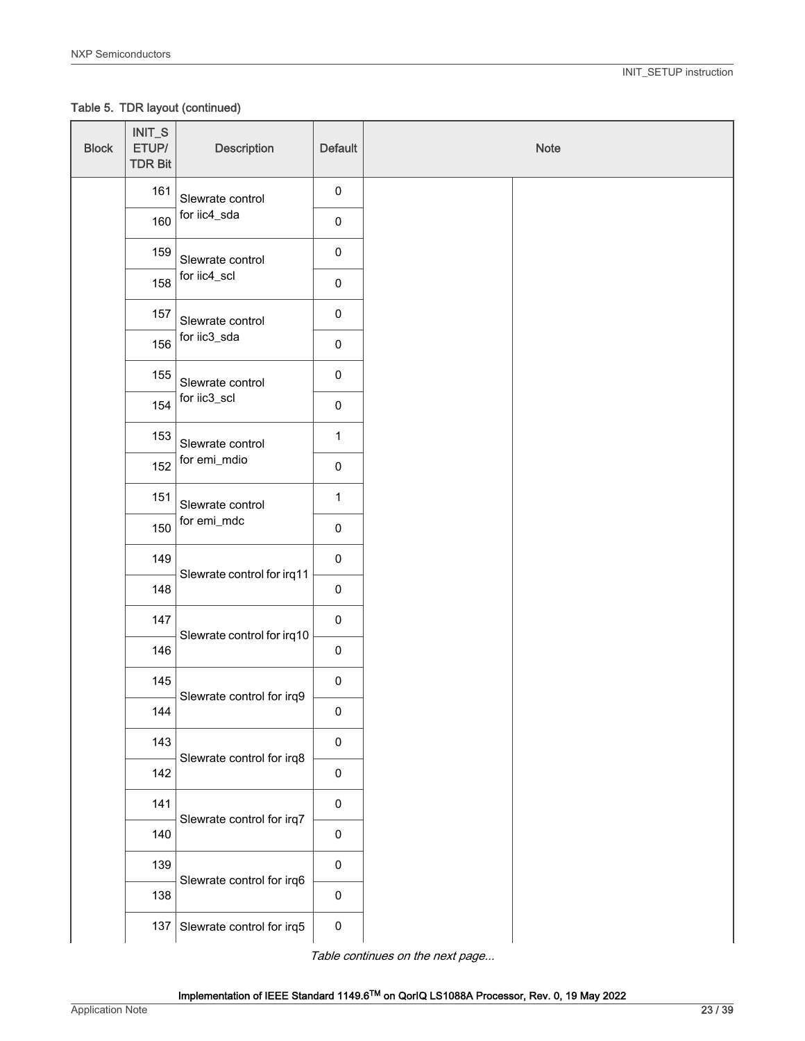Table 5. TDR layout (continued)

| Block | INIT_SETUP/ TDR Bit | Description | Default | Note |
|---|---|---|---|---|
| | 161 | Slewrate control for iic4_sda | 0 | |
| | 160 | | 0 | |
| | 159 | Slewrate control for iic4_scl | 0 | |
| | 158 | | 0 | |
| | 157 | Slewrate control for iic3_sda | 0 | |
| | 156 | | 0 | |
| | 155 | Slewrate control for iic3_scl | 0 | |
| | 154 | | 0 | |
| | 153 | Slewrate control for emi_mdio | 1 | |
| | 152 | | 0 | |
| | 151 | Slewrate control for emi_mdc | 1 | |
| | 150 | | 0 | |
| | 149 | Slewrate control for irq11 | 0 | |
| | 148 | | 0 | |
| | 147 | Slewrate control for irq10 | 0 | |
| | 146 | | 0 | |
| | 145 | Slewrate control for irq9 | 0 | |
| | 144 | | 0 | |
| | 143 | Slewrate control for irq8 | 0 | |
| | 142 | | 0 | |
| | 141 | Slewrate control for irq7 | 0 | |
| | 140 | | 0 | |
| | 139 | Slewrate control for irq6 | 0 | |
| | 138 | | 0 | |
| | 137 | Slewrate control for irq5 | 0 | |

*Table continues on the next page...*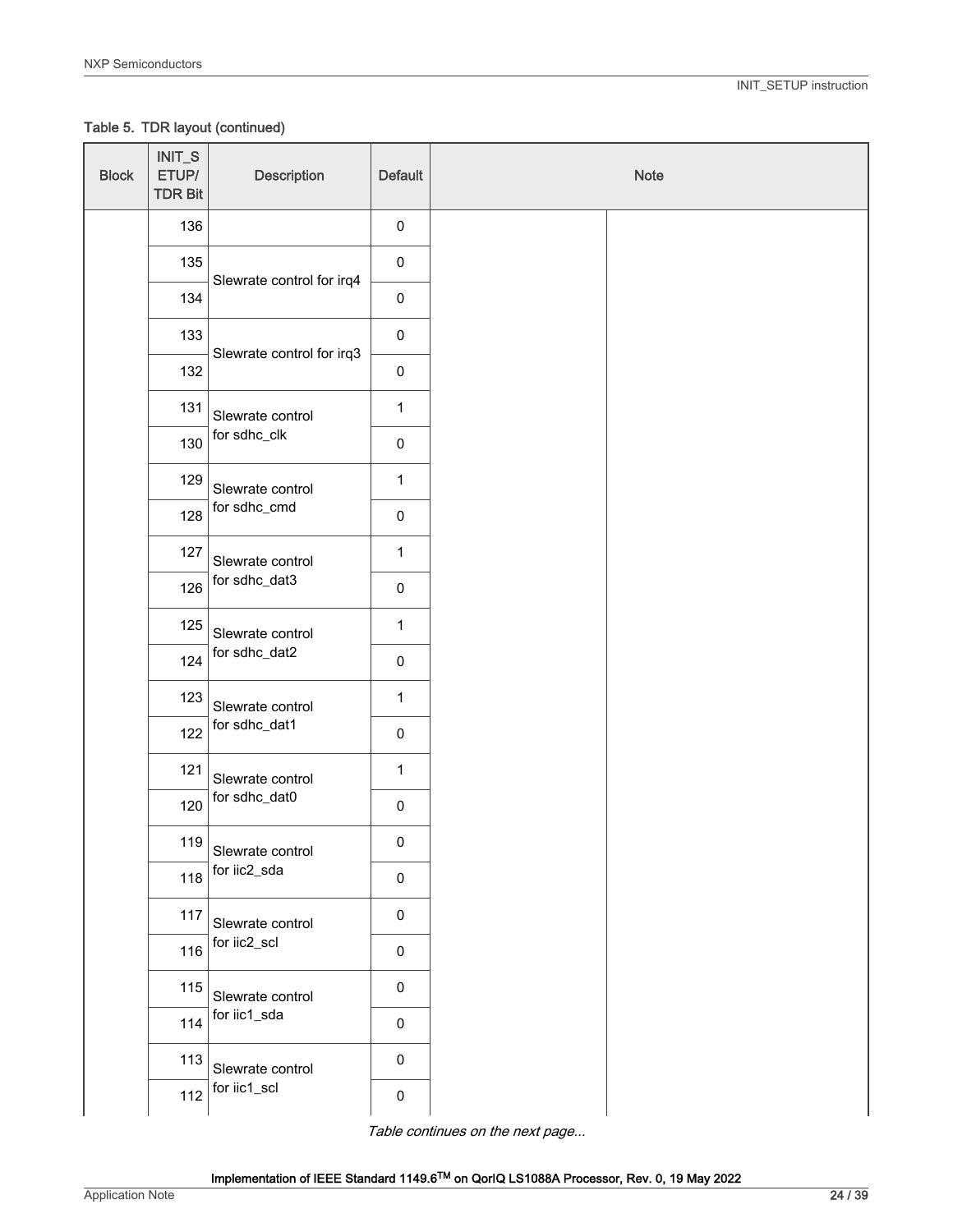Table 5. TDR layout (continued)

| Block | INIT_SETUP/ TDR Bit | Description | Default | Note | |
|---|---|---|---|---|---|
| | 136 | | 0 | | |
| | 135 | Slewrate control for irq4 | 0 | | |
| | 134 | | 0 | | |
| | 133 | Slewrate control for irq3 | 0 | | |
| | 132 | | 0 | | |
| | 131 | Slewrate control for sdhc_clk | 1 | | |
| | 130 | | 0 | | |
| | 129 | Slewrate control for sdhc_cmd | 1 | | |
| | 128 | | 0 | | |
| | 127 | Slewrate control for sdhc_dat3 | 1 | | |
| | 126 | | 0 | | |
| | 125 | Slewrate control for sdhc_dat2 | 1 | | |
| | 124 | | 0 | | |
| | 123 | Slewrate control for sdhc_dat1 | 1 | | |
| | 122 | | 0 | | |
| | 121 | Slewrate control for sdhc_dat0 | 1 | | |
| | 120 | | 0 | | |
| | 119 | Slewrate control for iic2_sda | 0 | | |
| | 118 | | 0 | | |
| | 117 | Slewrate control for iic2_scl | 0 | | |
| | 116 | | 0 | | |
| | 115 | Slewrate control for iic1_sda | 0 | | |
| | 114 | | 0 | | |
| | 113 | Slewrate control for iic1_scl | 0 | | |
| | 112 | | 0 | | |

*Table continues on the next page...*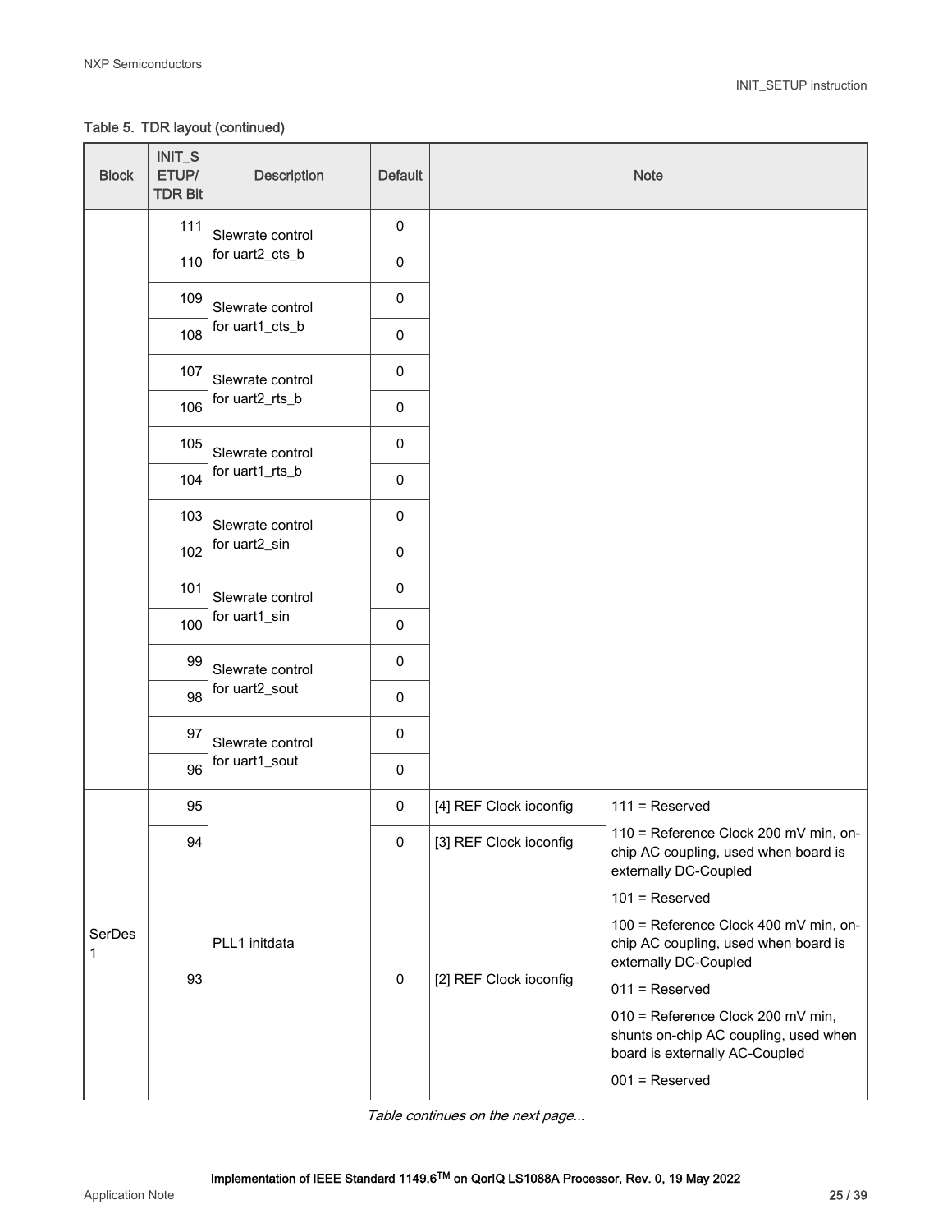Table 5. TDR layout (continued)

| Block | INIT_SETUP/ TDR Bit | Description | Default | Note | |
|---|---|---|---|---|---|
| | 111 | Slewrate control for uart2_cts_b | 0 | | |
| | 110 | | 0 | | |
| | 109 | Slewrate control for uart1_cts_b | 0 | | |
| | 108 | | 0 | | |
| | 107 | Slewrate control for uart2_rts_b | 0 | | |
| | 106 | | 0 | | |
| | 105 | Slewrate control for uart1_rts_b | 0 | | |
| | 104 | | 0 | | |
| | 103 | Slewrate control for uart2_sin | 0 | | |
| | 102 | | 0 | | |
| | 101 | Slewrate control for uart1_sin | 0 | | |
| | 100 | | 0 | | |
| | 99 | Slewrate control for uart2_sout | 0 | | |
| | 98 | | 0 | | |
| | 97 | Slewrate control for uart1_sout | 0 | | |
| | 96 | | 0 | | |
| SerDes 1 | 95 | PLL1 initdata | 0 | [4] REF Clock ioconfig | 111 = Reserved<br>110 = Reference Clock 200 mV min, on-chip AC coupling, used when board is externally DC-Coupled<br>101 = Reserved<br>100 = Reference Clock 400 mV min, on-chip AC coupling, used when board is externally DC-Coupled<br>011 = Reserved<br>010 = Reference Clock 200 mV min, shunts on-chip AC coupling, used when board is externally AC-Coupled<br>001 = Reserved |
| | 94 | | 0 | [3] REF Clock ioconfig | |
| | 93 | | 0 | [2] REF Clock ioconfig | |

*Table continues on the next page...*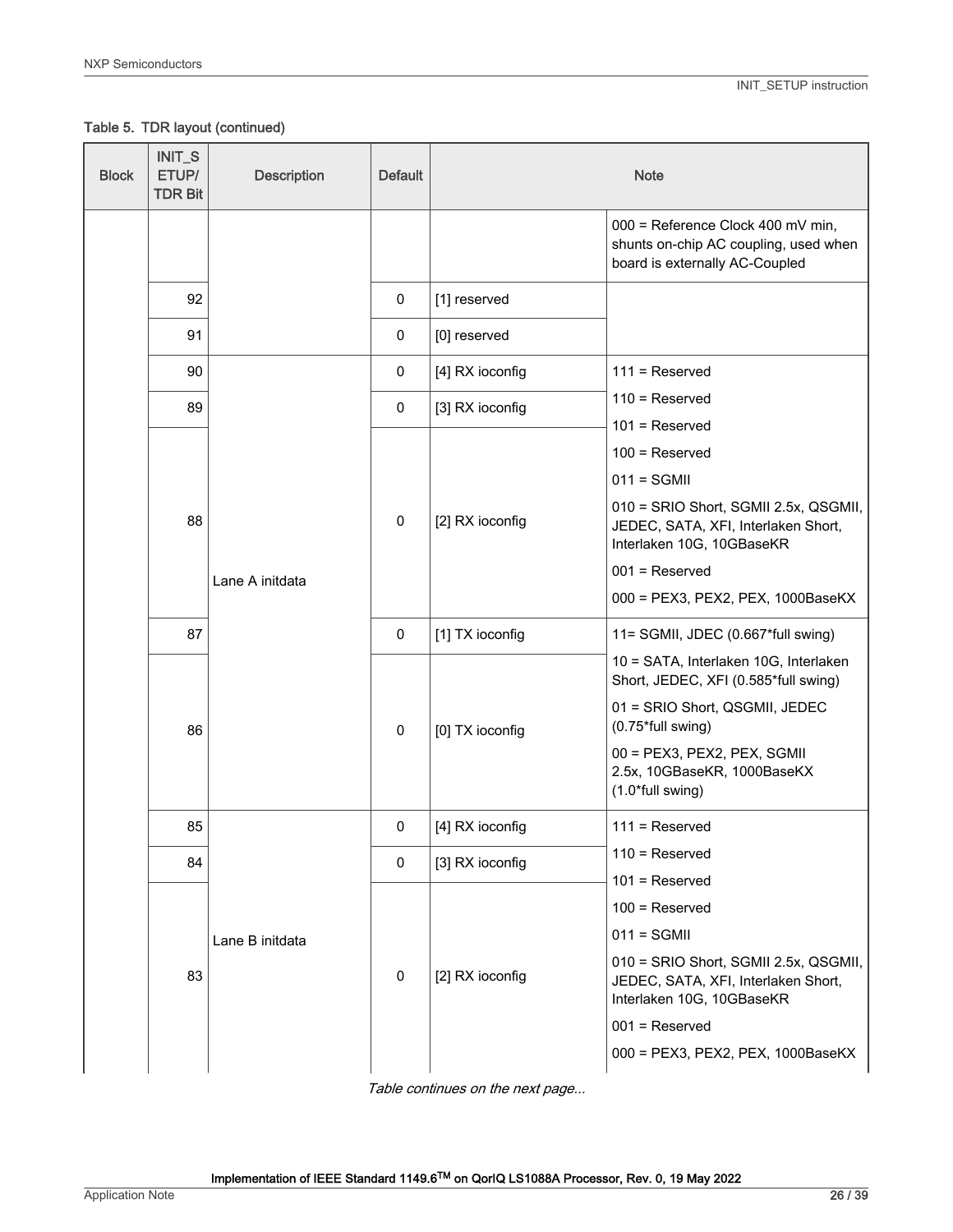Table 5. TDR layout (continued)

| Block | INIT_SETUP/ TDR Bit | Description | Default | Note | |
|---|---|---|---|---|---|
| | | | | | 000 = Reference Clock 400 mV min, shunts on-chip AC coupling, used when board is externally AC-Coupled |
| | 92 | | 0 | [1] reserved | |
| | 91 | | 0 | [0] reserved | |
| | 90 | Lane A initdata | 0 | [4] RX ioconfig | 111 = Reserved |
| | 89 | | 0 | [3] RX ioconfig | 110 = Reserved<br>101 = Reserved |
| | 88 | | 0 | [2] RX ioconfig | 100 = Reserved<br>011 = SGMII<br>010 = SRIO Short, SGMII 2.5x, QSGMII, JEDEC, SATA, XFI, Interlaken Short, Interlaken 10G, 10GBaseKR<br>001 = Reserved<br>000 = PEX3, PEX2, PEX, 1000BaseKX |
| | 87 | | 0 | [1] TX ioconfig | 11= SGMII, JDEC (0.667*full swing) |
| | 86 | | 0 | [0] TX ioconfig | 10 = SATA, Interlaken 10G, Interlaken Short, JEDEC, XFI (0.585*full swing)<br>01 = SRIO Short, QSGMII, JEDEC (0.75*full swing)<br>00 = PEX3, PEX2, PEX, SGMII 2.5x, 10GBaseKR, 1000BaseKX (1.0*full swing) |
| | 85 | Lane B initdata | 0 | [4] RX ioconfig | 111 = Reserved |
| | 84 | | 0 | [3] RX ioconfig | 110 = Reserved<br>101 = Reserved |
| | 83 | | 0 | [2] RX ioconfig | 100 = Reserved<br>011 = SGMII<br>010 = SRIO Short, SGMII 2.5x, QSGMII, JEDEC, SATA, XFI, Interlaken Short, Interlaken 10G, 10GBaseKR<br>001 = Reserved<br>000 = PEX3, PEX2, PEX, 1000BaseKX |

*Table continues on the next page...*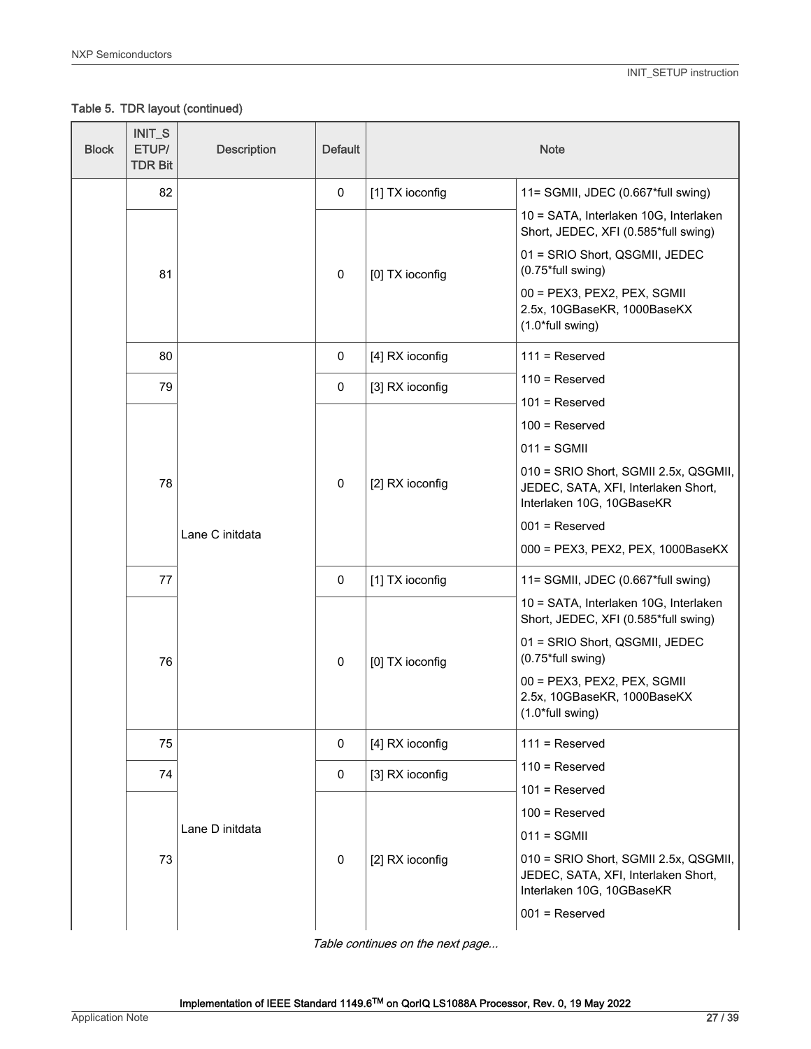Table 5. TDR layout (continued)

| Block | INIT_SETUP/ TDR Bit | Description | Default | Note | |
|---|---|---|---|---|---|
| | 82 | | 0 | [1] TX ioconfig | 11= SGMII, JDEC (0.667*full swing) |
| | 81 | | 0 | [0] TX ioconfig | 10 = SATA, Interlaken 10G, Interlaken Short, JEDEC, XFI (0.585*full swing)<br>01 = SRIO Short, QSGMII, JEDEC (0.75*full swing)<br>00 = PEX3, PEX2, PEX, SGMII 2.5x, 10GBaseKR, 1000BaseKX (1.0*full swing) |
| | 80 | Lane C initdata | 0 | [4] RX ioconfig | 111 = Reserved |
| | 79 | | 0 | [3] RX ioconfig | 110 = Reserved |
| | 78 | | 0 | [2] RX ioconfig | 101 = Reserved<br>100 = Reserved<br>011 = SGMII<br>010 = SRIO Short, SGMII 2.5x, QSGMII, JEDEC, SATA, XFI, Interlaken Short, Interlaken 10G, 10GBaseKR<br>001 = Reserved<br>000 = PEX3, PEX2, PEX, 1000BaseKX |
| | 77 | | 0 | [1] TX ioconfig | 11= SGMII, JDEC (0.667*full swing) |
| | 76 | | 0 | [0] TX ioconfig | 10 = SATA, Interlaken 10G, Interlaken Short, JEDEC, XFI (0.585*full swing)<br>01 = SRIO Short, QSGMII, JEDEC (0.75*full swing)<br>00 = PEX3, PEX2, PEX, SGMII 2.5x, 10GBaseKR, 1000BaseKX (1.0*full swing) |
| | 75 | Lane D initdata | 0 | [4] RX ioconfig | 111 = Reserved |
| | 74 | | 0 | [3] RX ioconfig | 110 = Reserved |
| | 73 | | 0 | [2] RX ioconfig | 101 = Reserved<br>100 = Reserved<br>011 = SGMII<br>010 = SRIO Short, SGMII 2.5x, QSGMII, JEDEC, SATA, XFI, Interlaken Short, Interlaken 10G, 10GBaseKR<br>001 = Reserved |

*Table continues on the next page...*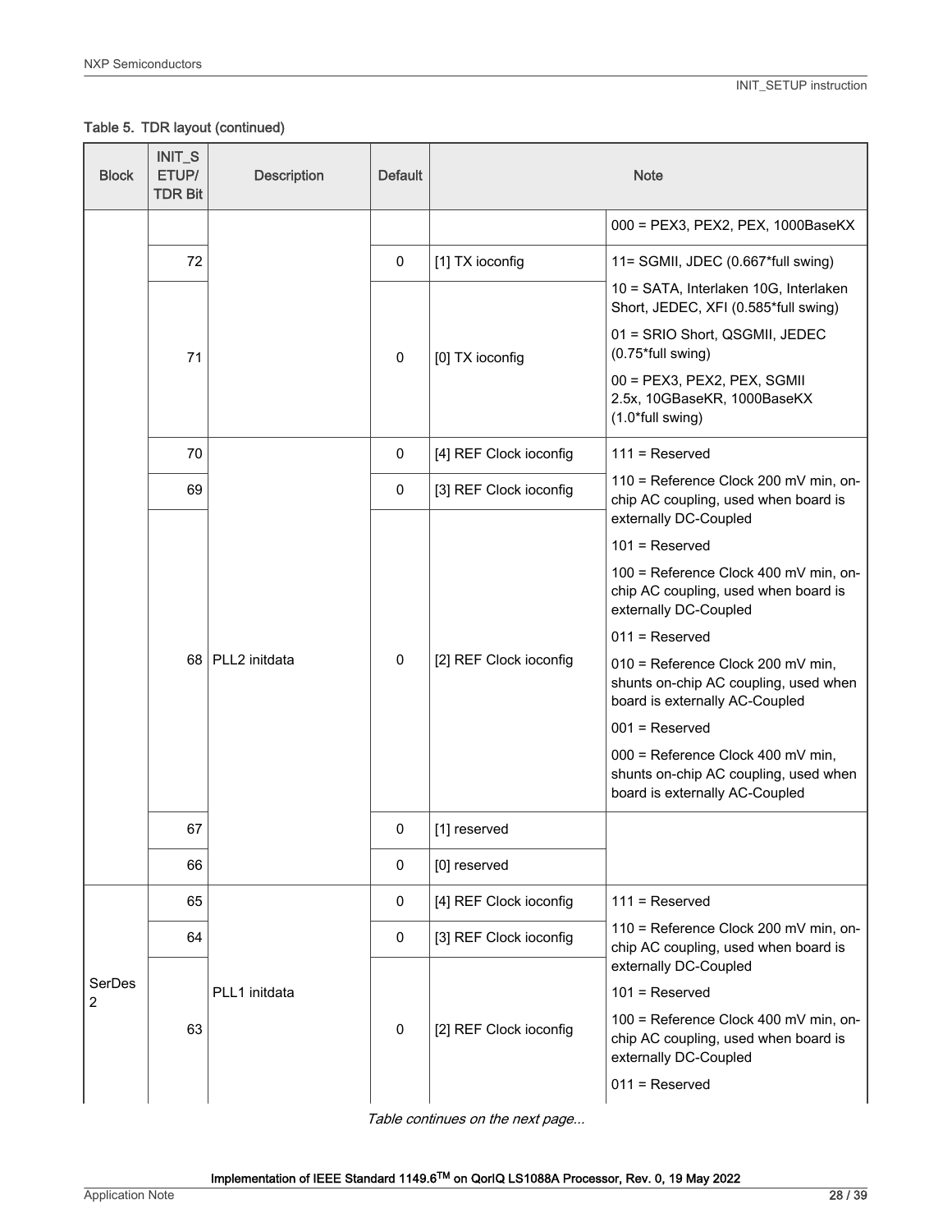Table 5. TDR layout (continued)

| Block | INIT_SETUP/ TDR Bit | Description | Default | Note | |
|---|---|---|---|---|---|
| | | | | | 000 = PEX3, PEX2, PEX, 1000BaseKX |
| | 72 | | 0 | [1] TX ioconfig | 11= SGMII, JDEC (0.667*full swing) |
| | 71 | | 0 | [0] TX ioconfig | 10 = SATA, Interlaken 10G, Interlaken Short, JEDEC, XFI (0.585*full swing)<br>01 = SRIO Short, QSGMII, JEDEC (0.75*full swing)<br>00 = PEX3, PEX2, PEX, SGMII 2.5x, 10GBaseKR, 1000BaseKX (1.0*full swing) |
| | 70 | PLL2 initdata | 0 | [4] REF Clock ioconfig | 111 = Reserved |
| | 69 | | 0 | [3] REF Clock ioconfig | 110 = Reference Clock 200 mV min, on-chip AC coupling, used when board is externally DC-Coupled |
| | 68 | | 0 | [2] REF Clock ioconfig | 101 = Reserved<br>100 = Reference Clock 400 mV min, on-chip AC coupling, used when board is externally DC-Coupled<br>011 = Reserved<br>010 = Reference Clock 200 mV min, shunts on-chip AC coupling, used when board is externally AC-Coupled<br>001 = Reserved<br>000 = Reference Clock 400 mV min, shunts on-chip AC coupling, used when board is externally AC-Coupled |
| | 67 | | 0 | [1] reserved | |
| | 66 | | 0 | [0] reserved | |
| SerDes 2 | 65 | PLL1 initdata | 0 | [4] REF Clock ioconfig | 111 = Reserved |
| | 64 | | 0 | [3] REF Clock ioconfig | 110 = Reference Clock 200 mV min, on-chip AC coupling, used when board is externally DC-Coupled |
| | 63 | | 0 | [2] REF Clock ioconfig | 101 = Reserved<br>100 = Reference Clock 400 mV min, on-chip AC coupling, used when board is externally DC-Coupled<br>011 = Reserved |

*Table continues on the next page...*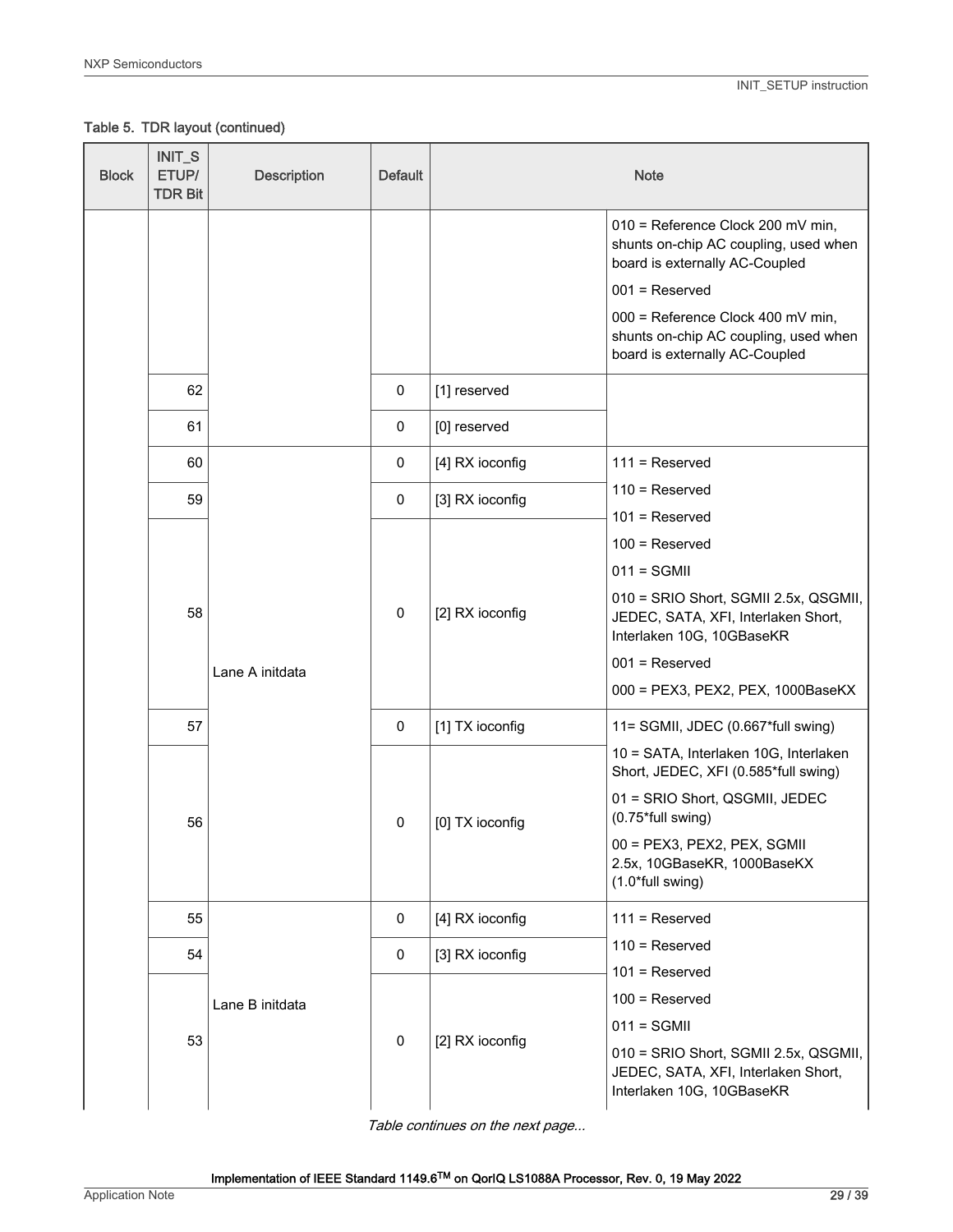Table 5. TDR layout (continued)

| Block | INIT_SETUP/ TDR Bit | Description | Default | Note | |
|---|---|---|---|---|---|
| | | | | | 010 = Reference Clock 200 mV min, shunts on-chip AC coupling, used when board is externally AC-Coupled<br>001 = Reserved<br>000 = Reference Clock 400 mV min, shunts on-chip AC coupling, used when board is externally AC-Coupled |
| | 62 | | 0 | [1] reserved | |
| | 61 | | 0 | [0] reserved | |
| | 60 | Lane A initdata | 0 | [4] RX ioconfig | 111 = Reserved<br>110 = Reserved<br>101 = Reserved<br>100 = Reserved<br>011 = SGMII<br>010 = SRIO Short, SGMII 2.5x, QSGMII, JEDEC, SATA, XFI, Interlaken Short, Interlaken 10G, 10GBaseKR<br>001 = Reserved<br>000 = PEX3, PEX2, PEX, 1000BaseKX |
| | 59 | | 0 | [3] RX ioconfig | |
| | 58 | | 0 | [2] RX ioconfig | |
| | 57 | | 0 | [1] TX ioconfig | 11= SGMII, JDEC (0.667*full swing)<br>10 = SATA, Interlaken 10G, Interlaken Short, JEDEC, XFI (0.585*full swing)<br>01 = SRIO Short, QSGMII, JEDEC (0.75*full swing)<br>00 = PEX3, PEX2, PEX, SGMII 2.5x, 10GBaseKR, 1000BaseKX (1.0*full swing) |
| | 56 | | 0 | [0] TX ioconfig | |
| | 55 | Lane B initdata | 0 | [4] RX ioconfig | 111 = Reserved<br>110 = Reserved<br>101 = Reserved<br>100 = Reserved<br>011 = SGMII<br>010 = SRIO Short, SGMII 2.5x, QSGMII, JEDEC, SATA, XFI, Interlaken Short, Interlaken 10G, 10GBaseKR |
| | 54 | | 0 | [3] RX ioconfig | |
| | 53 | | 0 | [2] RX ioconfig | |

*Table continues on the next page...*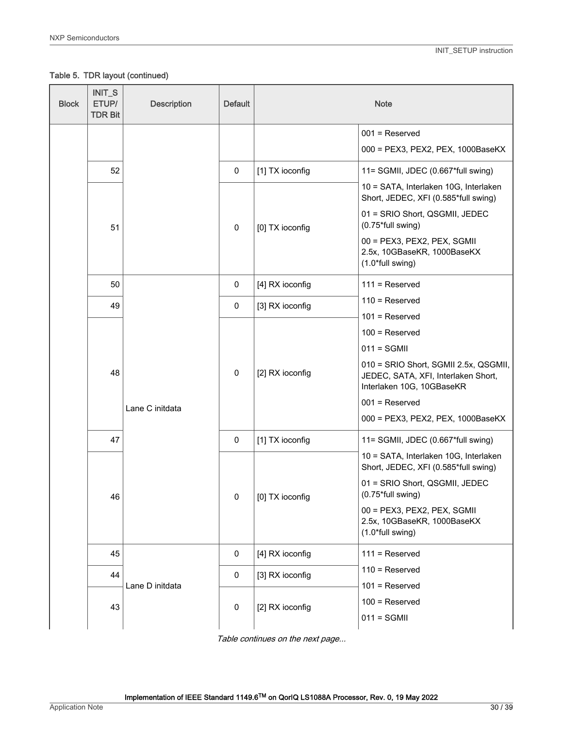Table 5. TDR layout (continued)

| Block | INIT_SETUP/ TDR Bit | Description | Default | Note | |
|---|---|---|---|---|---|
| | | | | | 001 = Reserved<br>000 = PEX3, PEX2, PEX, 1000BaseKX |
| | 52 | | 0 | [1] TX ioconfig | 11= SGMII, JDEC (0.667*full swing)<br>10 = SATA, Interlaken 10G, Interlaken Short, JEDEC, XFI (0.585*full swing)<br>01 = SRIO Short, QSGMII, JEDEC (0.75*full swing)<br>00 = PEX3, PEX2, PEX, SGMII 2.5x, 10GBaseKR, 1000BaseKX (1.0*full swing) |
| | 51 | | 0 | [0] TX ioconfig | |
| | 50 | Lane C initdata | 0 | [4] RX ioconfig | 111 = Reserved<br>110 = Reserved<br>101 = Reserved<br>100 = Reserved<br>011 = SGMII<br>010 = SRIO Short, SGMII 2.5x, QSGMII, JEDEC, SATA, XFI, Interlaken Short, Interlaken 10G, 10GBaseKR<br>001 = Reserved<br>000 = PEX3, PEX2, PEX, 1000BaseKX |
| | 49 | | 0 | [3] RX ioconfig | |
| | 48 | | 0 | [2] RX ioconfig | |
| | 47 | | 0 | [1] TX ioconfig | 11= SGMII, JDEC (0.667*full swing)<br>10 = SATA, Interlaken 10G, Interlaken Short, JEDEC, XFI (0.585*full swing)<br>01 = SRIO Short, QSGMII, JEDEC (0.75*full swing)<br>00 = PEX3, PEX2, PEX, SGMII 2.5x, 10GBaseKR, 1000BaseKX (1.0*full swing) |
| | 46 | | 0 | [0] TX ioconfig | |
| | 45 | Lane D initdata | 0 | [4] RX ioconfig | 111 = Reserved<br>110 = Reserved<br>101 = Reserved<br>100 = Reserved<br>011 = SGMII |
| | 44 | | 0 | [3] RX ioconfig | |
| | 43 | | 0 | [2] RX ioconfig | |

*Table continues on the next page...*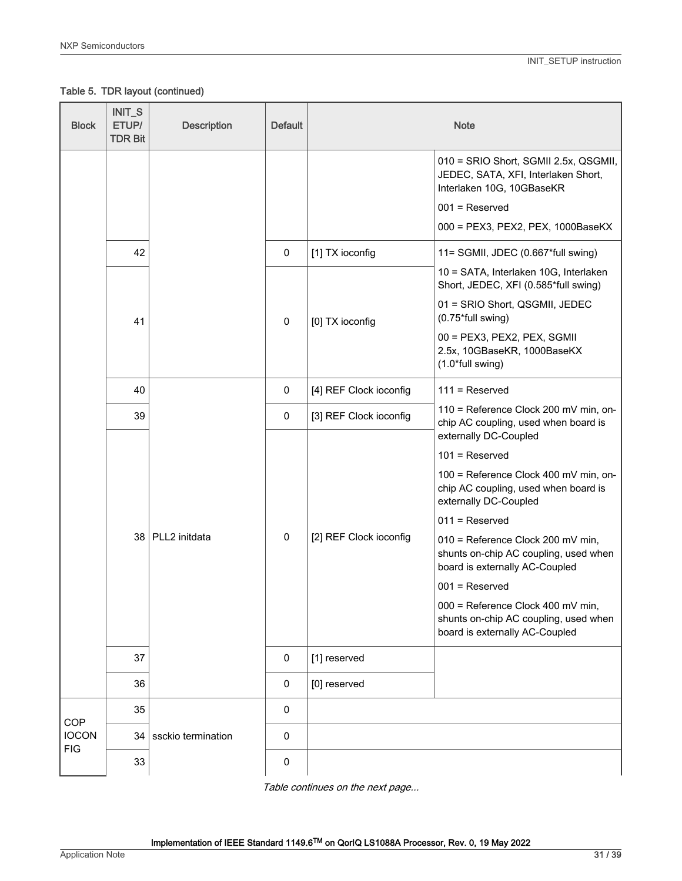**Table 5. TDR layout (continued)**

| Block | INIT_SETUP/ TDR Bit | Description | Default | Note | |
|---|---|---|---|---|---|
| | | | | | 010 = SRIO Short, SGMII 2.5x, QSGMII, JEDEC, SATA, XFI, Interlaken Short, Interlaken 10G, 10GBaseKR<br>001 = Reserved<br>000 = PEX3, PEX2, PEX, 1000BaseKX |
| | 42 | | 0 | [1] TX ioconfig | 11= SGMII, JDEC (0.667*full swing) |
| | 41 | | 0 | [0] TX ioconfig | 10 = SATA, Interlaken 10G, Interlaken Short, JEDEC, XFI (0.585*full swing)<br>01 = SRIO Short, QSGMII, JEDEC (0.75*full swing)<br>00 = PEX3, PEX2, PEX, SGMII 2.5x, 10GBaseKR, 1000BaseKX (1.0*full swing) |
| | 40 | PLL2 initdata | 0 | [4] REF Clock ioconfig | 111 = Reserved |
| | 39 | | 0 | [3] REF Clock ioconfig | 110 = Reference Clock 200 mV min, on-chip AC coupling, used when board is externally DC-Coupled |
| | 38 | | 0 | [2] REF Clock ioconfig | 101 = Reserved<br>100 = Reference Clock 400 mV min, on-chip AC coupling, used when board is externally DC-Coupled<br>011 = Reserved<br>010 = Reference Clock 200 mV min, shunts on-chip AC coupling, used when board is externally AC-Coupled<br>001 = Reserved<br>000 = Reference Clock 400 mV min, shunts on-chip AC coupling, used when board is externally AC-Coupled |
| | 37 | | 0 | [1] reserved | |
| | 36 | | 0 | [0] reserved | |
| COP IOCONFIG | 35 | ssckio termination | 0 | | |
| | 34 | | 0 | | |
| | 33 | | 0 | | |

*Table continues on the next page...*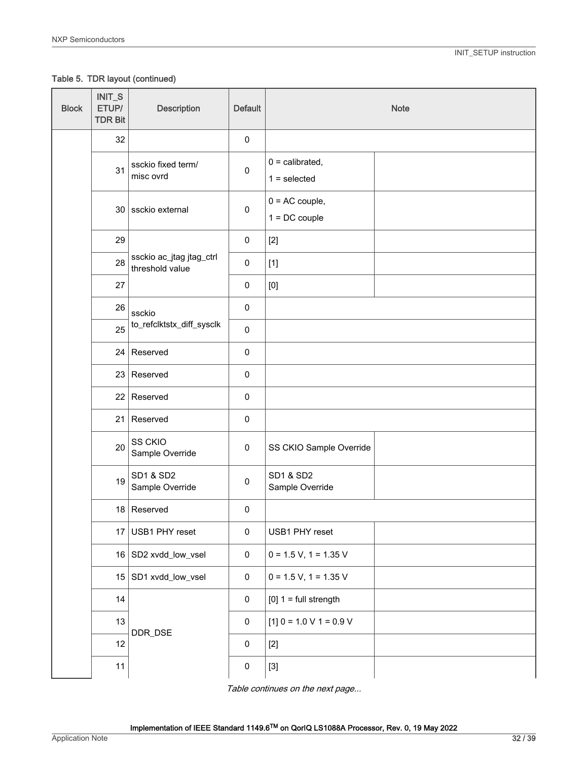Table 5. TDR layout (continued)

| Block | INIT_SETUP/ TDR Bit | Description | Default | Note | |
|---|---|---|---|---|---|
| | 32 | | 0 | | |
| | 31 | ssckio fixed term/ misc ovrd | 0 | 0 = calibrated, 1 = selected | |
| | 30 | ssckio external | 0 | 0 = AC couple, 1 = DC couple | |
| | 29 | ssckio ac_jtag jtag_ctrl threshold value | 0 | [2] | |
| | 28 | | 0 | [1] | |
| | 27 | | 0 | [0] | |
| | 26 | ssckio to_refclktstx_diff_sysclk | 0 | | |
| | 25 | | 0 | | |
| | 24 | Reserved | 0 | | |
| | 23 | Reserved | 0 | | |
| | 22 | Reserved | 0 | | |
| | 21 | Reserved | 0 | | |
| | 20 | SS CKIO Sample Override | 0 | SS CKIO Sample Override | |
| | 19 | SD1 & SD2 Sample Override | 0 | SD1 & SD2 Sample Override | |
| | 18 | Reserved | 0 | | |
| | 17 | USB1 PHY reset | 0 | USB1 PHY reset | |
| | 16 | SD2 xvdd_low_vsel | 0 | 0 = 1.5 V, 1 = 1.35 V | |
| | 15 | SD1 xvdd_low_vsel | 0 | 0 = 1.5 V, 1 = 1.35 V | |
| | 14 | DDR_DSE | 0 | [0] 1 = full strength | |
| | 13 | | 0 | [1] 0 = 1.0 V 1 = 0.9 V | |
| | 12 | | 0 | [2] | |
| | 11 | | 0 | [3] | |

*Table continues on the next page...*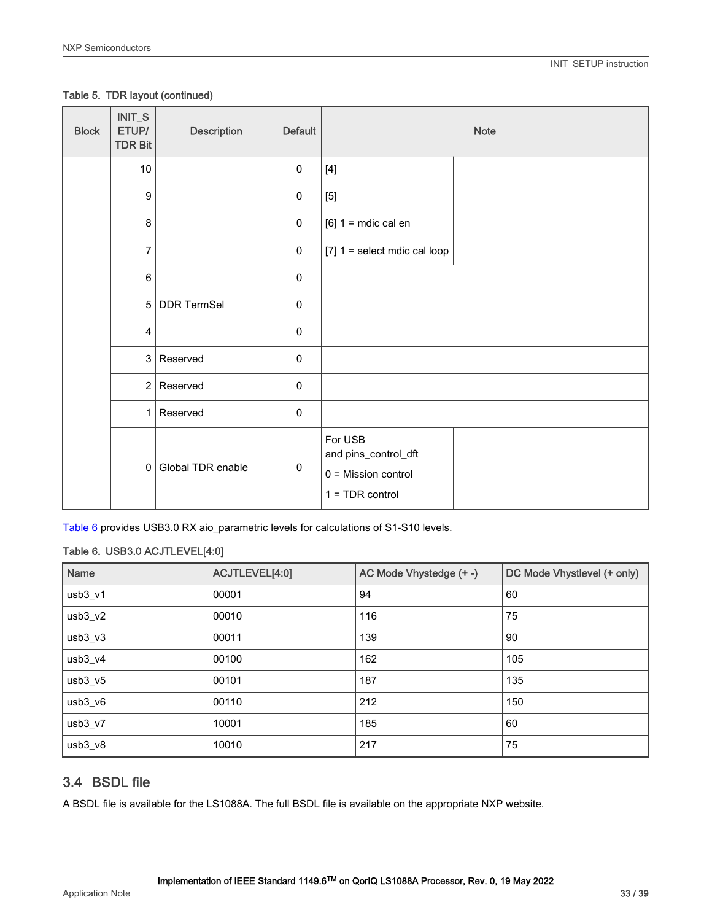Table 5. TDR layout (continued)

| Block | INIT_SETUP/ TDR Bit | Description | Default | Note | |
|---|---|---|---|---|---|
| | 10 | | 0 | [4] | |
| | 9 | | 0 | [5] | |
| | 8 | | 0 | [6] 1 = mdic cal en | |
| | 7 | | 0 | [7] 1 = select mdic cal loop | |
| | 6 | DDR TermSel | 0 | | |
| | 5 | | 0 | | |
| | 4 | | 0 | | |
| | 3 | Reserved | 0 | | |
| | 2 | Reserved | 0 | | |
| | 1 | Reserved | 0 | | |
| | 0 | Global TDR enable | 0 | For USB and pins_control_dft<br>0 = Mission control<br>1 = TDR control | |

Table 6 provides USB3.0 RX aio_parametric levels for calculations of S1-S10 levels.

Table 6. USB3.0 ACJTLEVEL[4:0]

| Name | ACJTLEVEL[4:0] | AC Mode Vhystedge (+ -) | DC Mode Vhystlevel (+ only) |
|---|---|---|---|
| usb3_v1 | 00001 | 94 | 60 |
| usb3_v2 | 00010 | 116 | 75 |
| usb3_v3 | 00011 | 139 | 90 |
| usb3_v4 | 00100 | 162 | 105 |
| usb3_v5 | 00101 | 187 | 135 |
| usb3_v6 | 00110 | 212 | 150 |
| usb3_v7 | 10001 | 185 | 60 |
| usb3_v8 | 10010 | 217 | 75 |

## 3.4 BSDL file

A BSDL file is available for the LS1088A. The full BSDL file is available on the appropriate NXP website.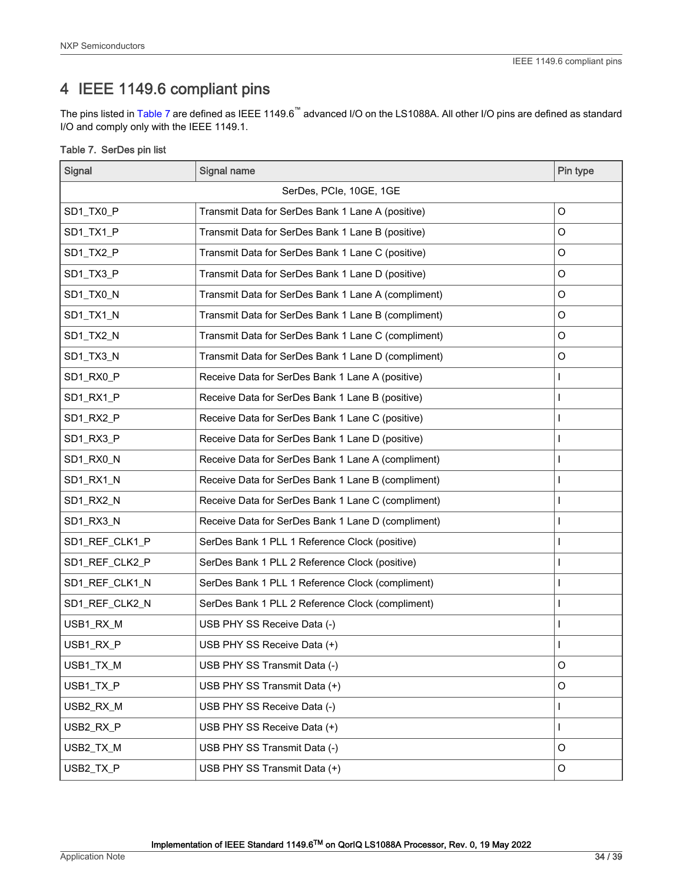# 4 IEEE 1149.6 compliant pins

The pins listed in Table 7 are defined as IEEE 1149.6™ advanced I/O on the LS1088A. All other I/O pins are defined as standard I/O and comply only with the IEEE 1149.1.

Table 7. SerDes pin list

| Signal | Signal name | Pin type |
|---|---|---|
| SerDes, PCIe, 10GE, 1GE | | |
| SD1_TX0_P | Transmit Data for SerDes Bank 1 Lane A (positive) | O |
| SD1_TX1_P | Transmit Data for SerDes Bank 1 Lane B (positive) | O |
| SD1_TX2_P | Transmit Data for SerDes Bank 1 Lane C (positive) | O |
| SD1_TX3_P | Transmit Data for SerDes Bank 1 Lane D (positive) | O |
| SD1_TX0_N | Transmit Data for SerDes Bank 1 Lane A (compliment) | O |
| SD1_TX1_N | Transmit Data for SerDes Bank 1 Lane B (compliment) | O |
| SD1_TX2_N | Transmit Data for SerDes Bank 1 Lane C (compliment) | O |
| SD1_TX3_N | Transmit Data for SerDes Bank 1 Lane D (compliment) | O |
| SD1_RX0_P | Receive Data for SerDes Bank 1 Lane A (positive) | I |
| SD1_RX1_P | Receive Data for SerDes Bank 1 Lane B (positive) | I |
| SD1_RX2_P | Receive Data for SerDes Bank 1 Lane C (positive) | I |
| SD1_RX3_P | Receive Data for SerDes Bank 1 Lane D (positive) | I |
| SD1_RX0_N | Receive Data for SerDes Bank 1 Lane A (compliment) | I |
| SD1_RX1_N | Receive Data for SerDes Bank 1 Lane B (compliment) | I |
| SD1_RX2_N | Receive Data for SerDes Bank 1 Lane C (compliment) | I |
| SD1_RX3_N | Receive Data for SerDes Bank 1 Lane D (compliment) | I |
| SD1_REF_CLK1_P | SerDes Bank 1 PLL 1 Reference Clock (positive) | I |
| SD1_REF_CLK2_P | SerDes Bank 1 PLL 2 Reference Clock (positive) | I |
| SD1_REF_CLK1_N | SerDes Bank 1 PLL 1 Reference Clock (compliment) | I |
| SD1_REF_CLK2_N | SerDes Bank 1 PLL 2 Reference Clock (compliment) | I |
| USB1_RX_M | USB PHY SS Receive Data (-) | I |
| USB1_RX_P | USB PHY SS Receive Data (+) | I |
| USB1_TX_M | USB PHY SS Transmit Data (-) | O |
| USB1_TX_P | USB PHY SS Transmit Data (+) | O |
| USB2_RX_M | USB PHY SS Receive Data (-) | I |
| USB2_RX_P | USB PHY SS Receive Data (+) | I |
| USB2_TX_M | USB PHY SS Transmit Data (-) | O |
| USB2_TX_P | USB PHY SS Transmit Data (+) | O |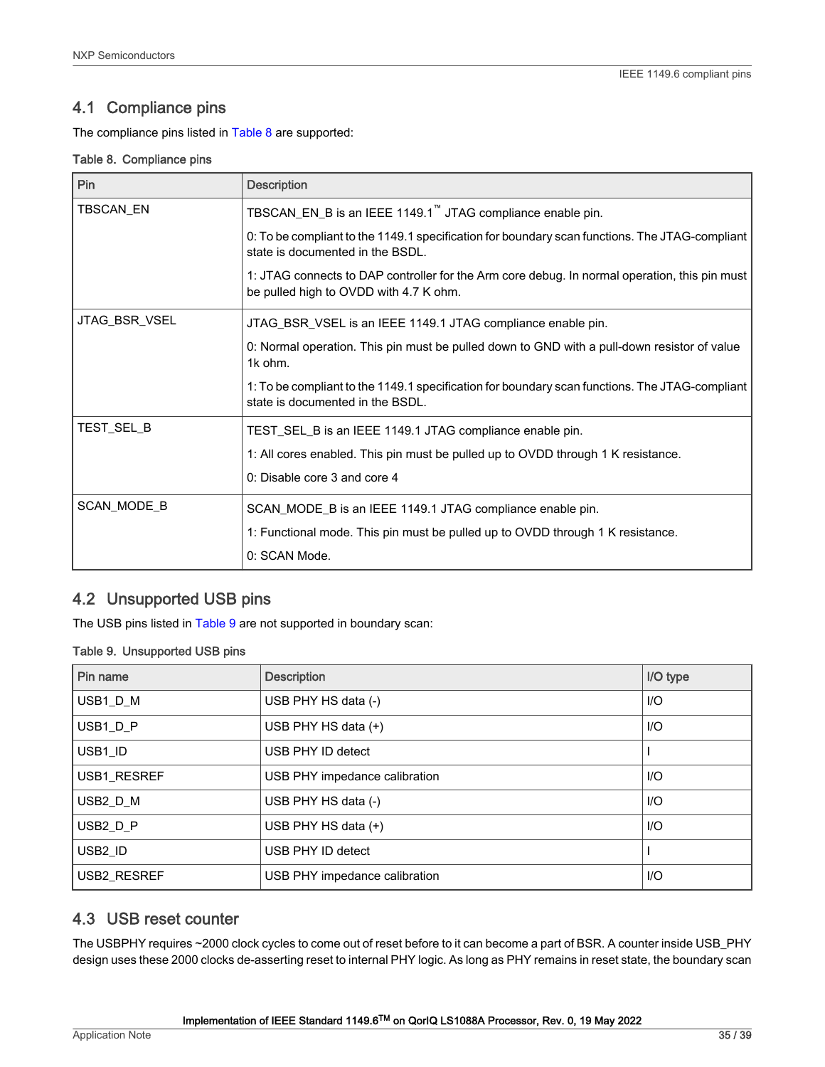## 4.1 Compliance pins

The compliance pins listed in Table 8 are supported:

Table 8. Compliance pins

| Pin | Description |
|---|---|
| TBSCAN_EN | TBSCAN_EN_B is an IEEE 1149.1™ JTAG compliance enable pin.<br><br>0: To be compliant to the 1149.1 specification for boundary scan functions. The JTAG-compliant state is documented in the BSDL.<br><br>1: JTAG connects to DAP controller for the Arm core debug. In normal operation, this pin must be pulled high to OVDD with 4.7 K ohm. |
| JTAG_BSR_VSEL | JTAG_BSR_VSEL is an IEEE 1149.1 JTAG compliance enable pin.<br><br>0: Normal operation. This pin must be pulled down to GND with a pull-down resistor of value 1k ohm.<br><br>1: To be compliant to the 1149.1 specification for boundary scan functions. The JTAG-compliant state is documented in the BSDL. |
| TEST_SEL_B | TEST_SEL_B is an IEEE 1149.1 JTAG compliance enable pin.<br><br>1: All cores enabled. This pin must be pulled up to OVDD through 1 K resistance.<br><br>0: Disable core 3 and core 4 |
| SCAN_MODE_B | SCAN_MODE_B is an IEEE 1149.1 JTAG compliance enable pin.<br><br>1: Functional mode. This pin must be pulled up to OVDD through 1 K resistance.<br><br>0: SCAN Mode. |

## 4.2 Unsupported USB pins

The USB pins listed in Table 9 are not supported in boundary scan:

Table 9. Unsupported USB pins

| Pin name | Description | I/O type |
|---|---|---|
| USB1_D_M | USB PHY HS data (-) | I/O |
| USB1_D_P | USB PHY HS data (+) | I/O |
| USB1_ID | USB PHY ID detect | I |
| USB1_RESREF | USB PHY impedance calibration | I/O |
| USB2_D_M | USB PHY HS data (-) | I/O |
| USB2_D_P | USB PHY HS data (+) | I/O |
| USB2_ID | USB PHY ID detect | I |
| USB2_RESREF | USB PHY impedance calibration | I/O |

## 4.3 USB reset counter

The USBPHY requires ~2000 clock cycles to come out of reset before to it can become a part of BSR. A counter inside USB_PHY design uses these 2000 clocks de-asserting reset to internal PHY logic. As long as PHY remains in reset state, the boundary scan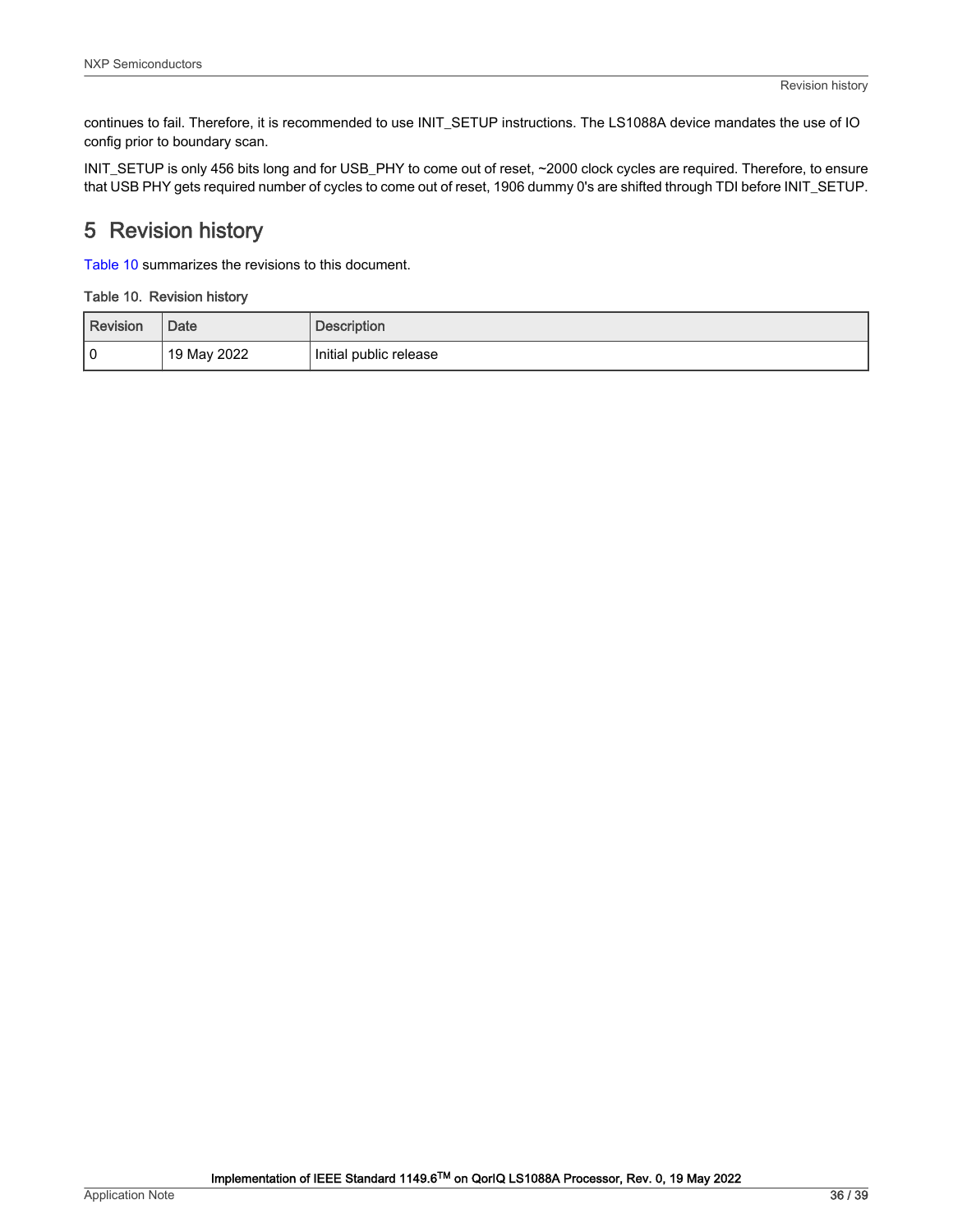continues to fail. Therefore, it is recommended to use INIT_SETUP instructions. The LS1088A device mandates the use of IO config prior to boundary scan.

INIT_SETUP is only 456 bits long and for USB_PHY to come out of reset, ~2000 clock cycles are required. Therefore, to ensure that USB PHY gets required number of cycles to come out of reset, 1906 dummy 0's are shifted through TDI before INIT_SETUP.

# 5 Revision history

Table 10 summarizes the revisions to this document.

**Table 10. Revision history**

| Revision | Date | Description |
| --- | --- | --- |
| 0 | 19 May 2022 | Initial public release |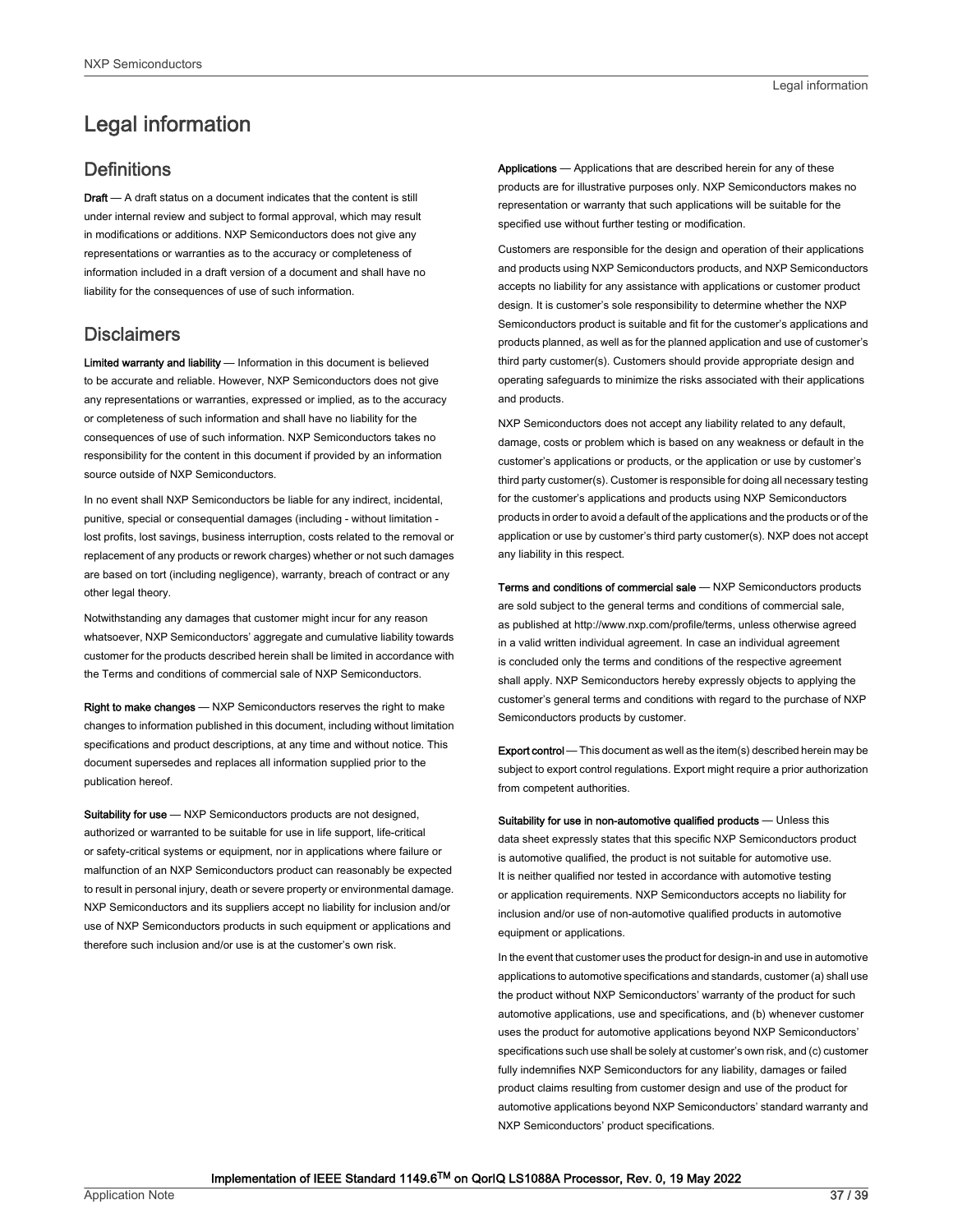# Legal information

## Definitions

**Draft** — A draft status on a document indicates that the content is still under internal review and subject to formal approval, which may result in modifications or additions. NXP Semiconductors does not give any representations or warranties as to the accuracy or completeness of information included in a draft version of a document and shall have no liability for the consequences of use of such information.

## Disclaimers

**Limited warranty and liability** — Information in this document is believed to be accurate and reliable. However, NXP Semiconductors does not give any representations or warranties, expressed or implied, as to the accuracy or completeness of such information and shall have no liability for the consequences of use of such information. NXP Semiconductors takes no responsibility for the content in this document if provided by an information source outside of NXP Semiconductors.

In no event shall NXP Semiconductors be liable for any indirect, incidental, punitive, special or consequential damages (including - without limitation - lost profits, lost savings, business interruption, costs related to the removal or replacement of any products or rework charges) whether or not such damages are based on tort (including negligence), warranty, breach of contract or any other legal theory.

Notwithstanding any damages that customer might incur for any reason whatsoever, NXP Semiconductors' aggregate and cumulative liability towards customer for the products described herein shall be limited in accordance with the Terms and conditions of commercial sale of NXP Semiconductors.

**Right to make changes** — NXP Semiconductors reserves the right to make changes to information published in this document, including without limitation specifications and product descriptions, at any time and without notice. This document supersedes and replaces all information supplied prior to the publication hereof.

**Suitability for use** — NXP Semiconductors products are not designed, authorized or warranted to be suitable for use in life support, life-critical or safety-critical systems or equipment, nor in applications where failure or malfunction of an NXP Semiconductors product can reasonably be expected to result in personal injury, death or severe property or environmental damage. NXP Semiconductors and its suppliers accept no liability for inclusion and/or use of NXP Semiconductors products in such equipment or applications and therefore such inclusion and/or use is at the customer's own risk.

**Applications** — Applications that are described herein for any of these products are for illustrative purposes only. NXP Semiconductors makes no representation or warranty that such applications will be suitable for the specified use without further testing or modification.

Customers are responsible for the design and operation of their applications and products using NXP Semiconductors products, and NXP Semiconductors accepts no liability for any assistance with applications or customer product design. It is customer's sole responsibility to determine whether the NXP Semiconductors product is suitable and fit for the customer's applications and products planned, as well as for the planned application and use of customer's third party customer(s). Customers should provide appropriate design and operating safeguards to minimize the risks associated with their applications and products.

NXP Semiconductors does not accept any liability related to any default, damage, costs or problem which is based on any weakness or default in the customer's applications or products, or the application or use by customer's third party customer(s). Customer is responsible for doing all necessary testing for the customer's applications and products using NXP Semiconductors products in order to avoid a default of the applications and the products or of the application or use by customer's third party customer(s). NXP does not accept any liability in this respect.

**Terms and conditions of commercial sale** — NXP Semiconductors products are sold subject to the general terms and conditions of commercial sale, as published at http://www.nxp.com/profile/terms, unless otherwise agreed in a valid written individual agreement. In case an individual agreement is concluded only the terms and conditions of the respective agreement shall apply. NXP Semiconductors hereby expressly objects to applying the customer's general terms and conditions with regard to the purchase of NXP Semiconductors products by customer.

**Export control** — This document as well as the item(s) described herein may be subject to export control regulations. Export might require a prior authorization from competent authorities.

**Suitability for use in non-automotive qualified products** — Unless this data sheet expressly states that this specific NXP Semiconductors product is automotive qualified, the product is not suitable for automotive use. It is neither qualified nor tested in accordance with automotive testing or application requirements. NXP Semiconductors accepts no liability for inclusion and/or use of non-automotive qualified products in automotive equipment or applications.

In the event that customer uses the product for design-in and use in automotive applications to automotive specifications and standards, customer (a) shall use the product without NXP Semiconductors' warranty of the product for such automotive applications, use and specifications, and (b) whenever customer uses the product for automotive applications beyond NXP Semiconductors' specifications such use shall be solely at customer's own risk, and (c) customer fully indemnifies NXP Semiconductors for any liability, damages or failed product claims resulting from customer design and use of the product for automotive applications beyond NXP Semiconductors' standard warranty and NXP Semiconductors' product specifications.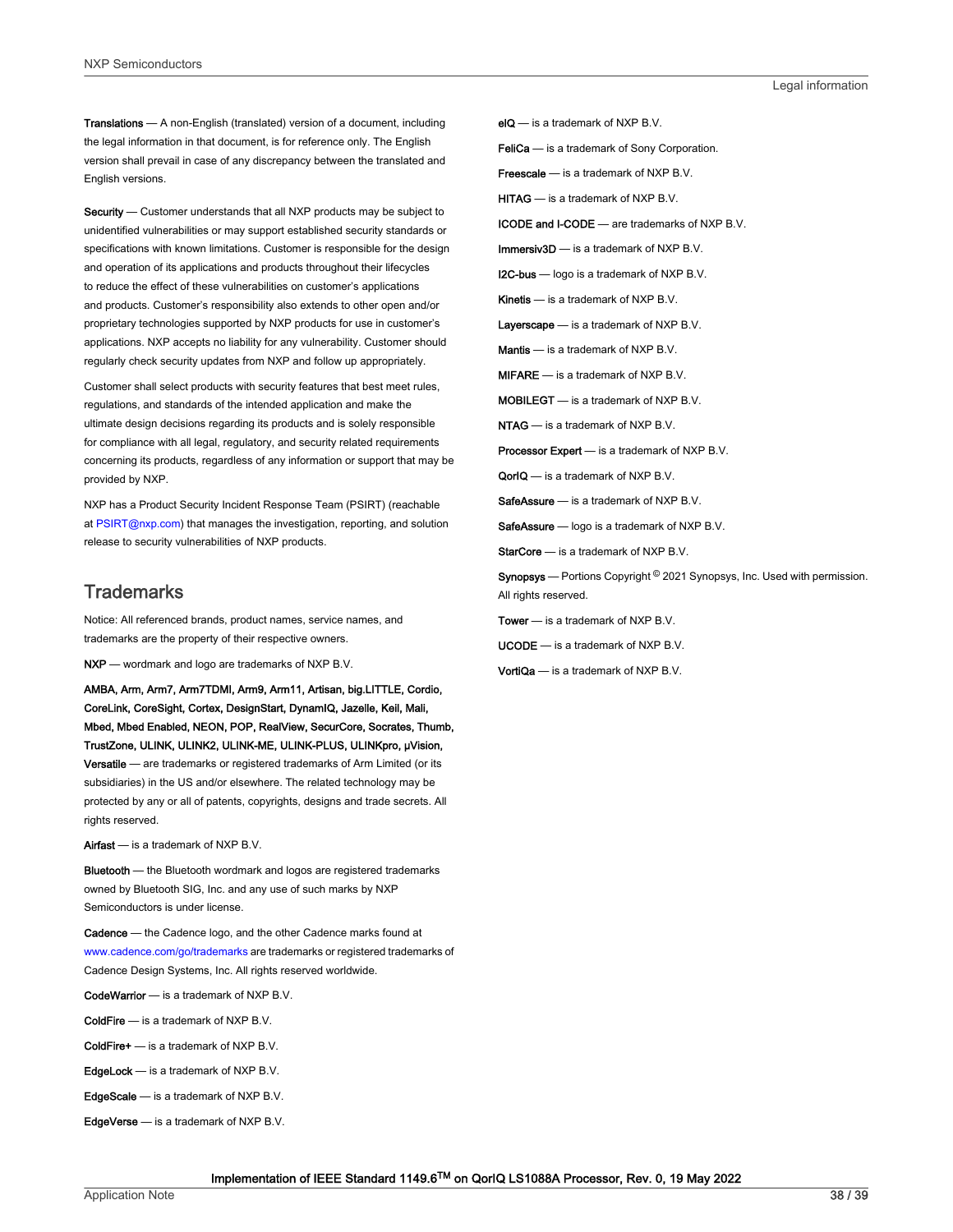**Translations** — A non-English (translated) version of a document, including the legal information in that document, is for reference only. The English version shall prevail in case of any discrepancy between the translated and English versions.

**Security** — Customer understands that all NXP products may be subject to unidentified vulnerabilities or may support established security standards or specifications with known limitations. Customer is responsible for the design and operation of its applications and products throughout their lifecycles to reduce the effect of these vulnerabilities on customer's applications and products. Customer's responsibility also extends to other open and/or proprietary technologies supported by NXP products for use in customer's applications. NXP accepts no liability for any vulnerability. Customer should regularly check security updates from NXP and follow up appropriately.

Customer shall select products with security features that best meet rules, regulations, and standards of the intended application and make the ultimate design decisions regarding its products and is solely responsible for compliance with all legal, regulatory, and security related requirements concerning its products, regardless of any information or support that may be provided by NXP.

NXP has a Product Security Incident Response Team (PSIRT) (reachable at PSIRT@nxp.com) that manages the investigation, reporting, and solution release to security vulnerabilities of NXP products.

## Trademarks

Notice: All referenced brands, product names, service names, and trademarks are the property of their respective owners.

**NXP** — wordmark and logo are trademarks of NXP B.V.

**AMBA, Arm, Arm7, Arm7TDMI, Arm9, Arm11, Artisan, big.LITTLE, Cordio, CoreLink, CoreSight, Cortex, DesignStart, DynamIQ, Jazelle, Keil, Mali, Mbed, Mbed Enabled, NEON, POP, RealView, SecurCore, Socrates, Thumb, TrustZone, ULINK, ULINK2, ULINK-ME, ULINK-PLUS, ULINKpro, μVision, Versatile** — are trademarks or registered trademarks of Arm Limited (or its subsidiaries) in the US and/or elsewhere. The related technology may be protected by any or all of patents, copyrights, designs and trade secrets. All rights reserved.

**Airfast** — is a trademark of NXP B.V.

**Bluetooth** — the Bluetooth wordmark and logos are registered trademarks owned by Bluetooth SIG, Inc. and any use of such marks by NXP Semiconductors is under license.

**Cadence** — the Cadence logo, and the other Cadence marks found at www.cadence.com/go/trademarks are trademarks or registered trademarks of Cadence Design Systems, Inc. All rights reserved worldwide.

**CodeWarrior** — is a trademark of NXP B.V.

**ColdFire** — is a trademark of NXP B.V.

**ColdFire+** — is a trademark of NXP B.V.

**EdgeLock** — is a trademark of NXP B.V.

**EdgeScale** — is a trademark of NXP B.V.

**EdgeVerse** — is a trademark of NXP B.V.

**eIQ** — is a trademark of NXP B.V.

**FeliCa** — is a trademark of Sony Corporation.

**Freescale** — is a trademark of NXP B.V.

**HITAG** — is a trademark of NXP B.V.

**ICODE and I-CODE** — are trademarks of NXP B.V.

**Immersiv3D** — is a trademark of NXP B.V.

**I2C-bus** — logo is a trademark of NXP B.V.

**Kinetis** — is a trademark of NXP B.V.

**Layerscape** — is a trademark of NXP B.V.

**Mantis** — is a trademark of NXP B.V.

**MIFARE** — is a trademark of NXP B.V.

**MOBILEGT** — is a trademark of NXP B.V.

**NTAG** — is a trademark of NXP B.V.

**Processor Expert** — is a trademark of NXP B.V.

**QorIQ** — is a trademark of NXP B.V.

**SafeAssure** — is a trademark of NXP B.V.

**SafeAssure** — logo is a trademark of NXP B.V.

**StarCore** — is a trademark of NXP B.V.

**Synopsys** — Portions Copyright © 2021 Synopsys, Inc. Used with permission. All rights reserved.

**Tower** — is a trademark of NXP B.V.

**UCODE** — is a trademark of NXP B.V.

**VortiQa** — is a trademark of NXP B.V.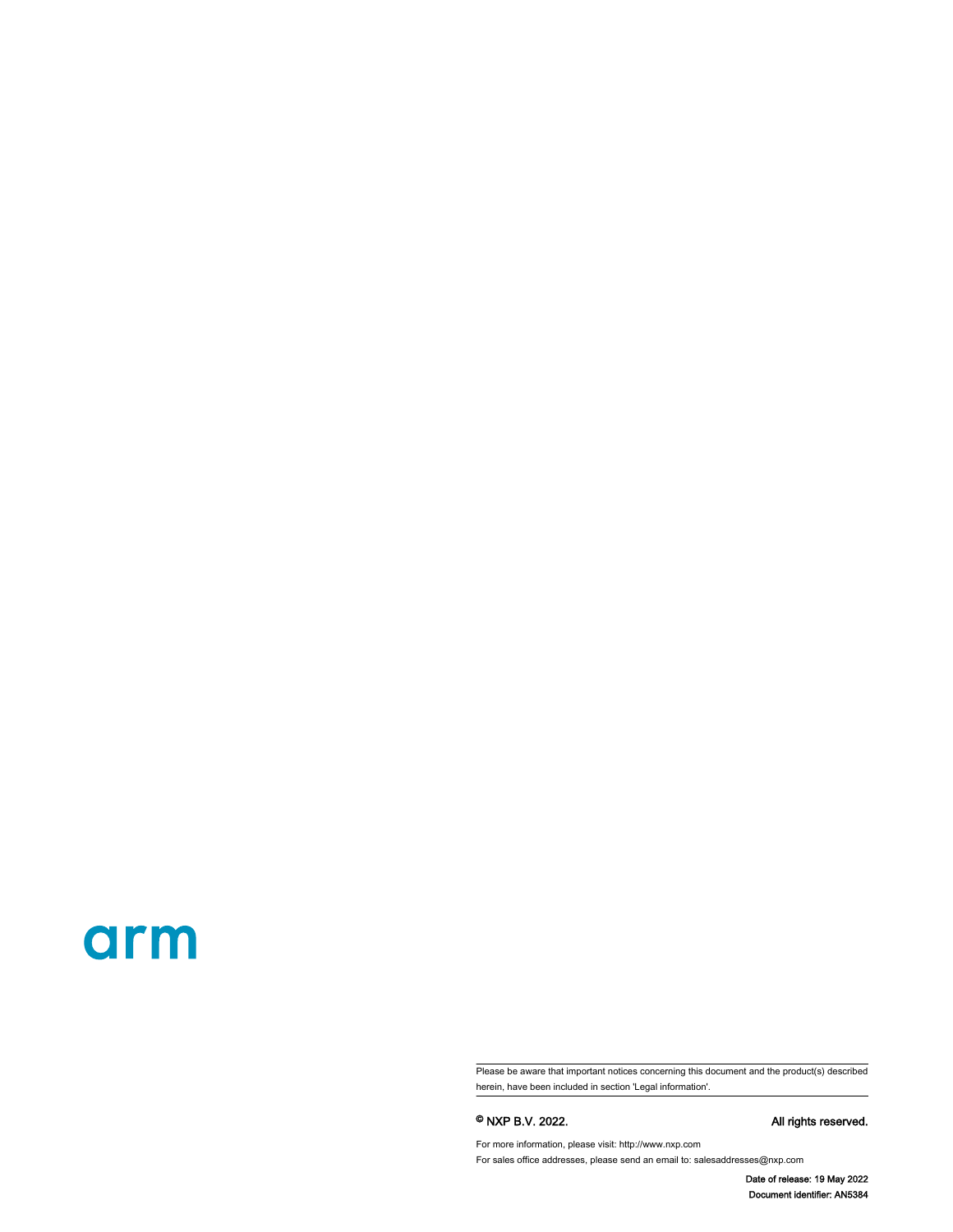arm

Please be aware that important notices concerning this document and the product(s) described herein, have been included in section 'Legal information'.

© NXP B.V. 2022. All rights reserved.

For more information, please visit: http://www.nxp.com

For sales office addresses, please send an email to: salesaddresses@nxp.com

**Date of release: 19 May 2022**

**Document identifier: AN5384**